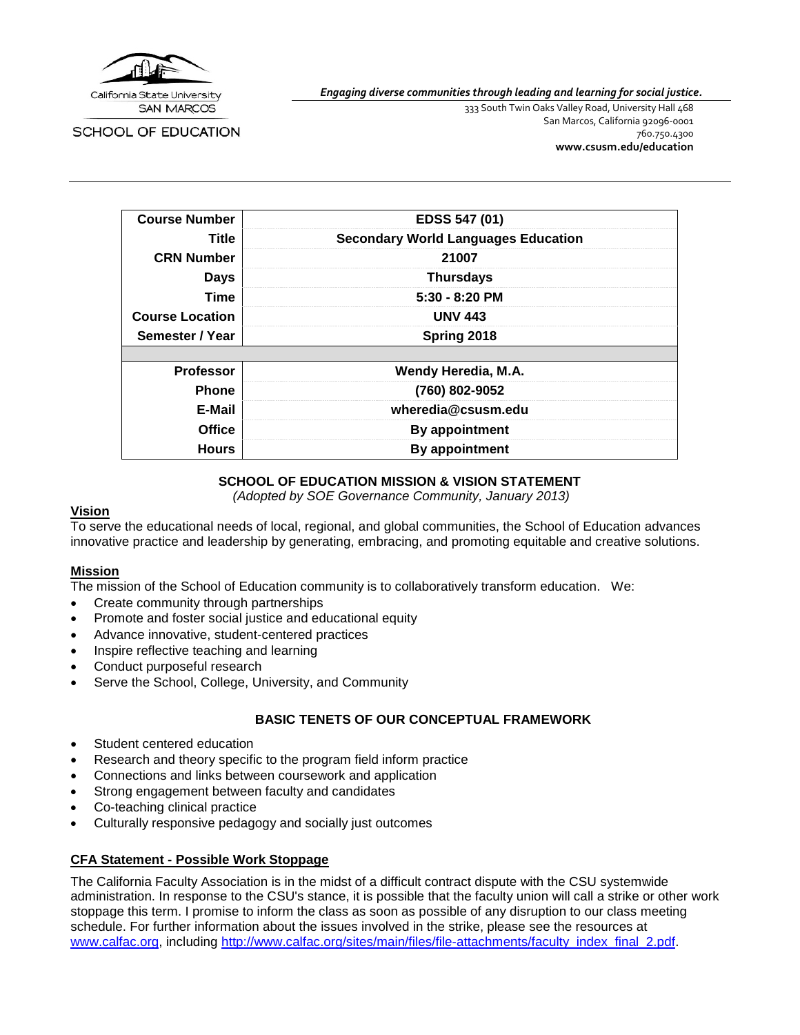California State University
SAN MARCOS

SCHOOL OF EDUCATION

*Engaging diverse communities through leading and learning for social justice.*

333 South Twin Oaks Valley Road, University Hall 468
San Marcos, California 92096-0001
760.750.4300
**www.csusm.edu/education**

| | |
|---|---|
| **Course Number** | **EDSS 547 (01)** |
| **Title** | **Secondary World Languages Education** |
| **CRN Number** | **21007** |
| **Days** | **Thursdays** |
| **Time** | **5:30 - 8:20 PM** |
| **Course Location** | **UNV 443** |
| **Semester / Year** | **Spring 2018** |
| | |
| **Professor** | **Wendy Heredia, M.A.** |
| **Phone** | **(760) 802-9052** |
| **E-Mail** | **wheredia@csusm.edu** |
| **Office** | **By appointment** |
| **Hours** | **By appointment** |

## SCHOOL OF EDUCATION MISSION & VISION STATEMENT

*(Adopted by SOE Governance Community, January 2013)*

### Vision

To serve the educational needs of local, regional, and global communities, the School of Education advances innovative practice and leadership by generating, embracing, and promoting equitable and creative solutions.

### Mission

The mission of the School of Education community is to collaboratively transform education. We:

- Create community through partnerships
- Promote and foster social justice and educational equity
- Advance innovative, student-centered practices
- Inspire reflective teaching and learning
- Conduct purposeful research
- Serve the School, College, University, and Community

## BASIC TENETS OF OUR CONCEPTUAL FRAMEWORK

- Student centered education
- Research and theory specific to the program field inform practice
- Connections and links between coursework and application
- Strong engagement between faculty and candidates
- Co-teaching clinical practice
- Culturally responsive pedagogy and socially just outcomes

### CFA Statement - Possible Work Stoppage

The California Faculty Association is in the midst of a difficult contract dispute with the CSU systemwide administration. In response to the CSU's stance, it is possible that the faculty union will call a strike or other work stoppage this term. I promise to inform the class as soon as possible of any disruption to our class meeting schedule. For further information about the issues involved in the strike, please see the resources at [www.calfac.org](http://www.calfac.org), including [http://www.calfac.org/sites/main/files/file-attachments/faculty_index_final_2.pdf](http://www.calfac.org/sites/main/files/file-attachments/faculty_index_final_2.pdf).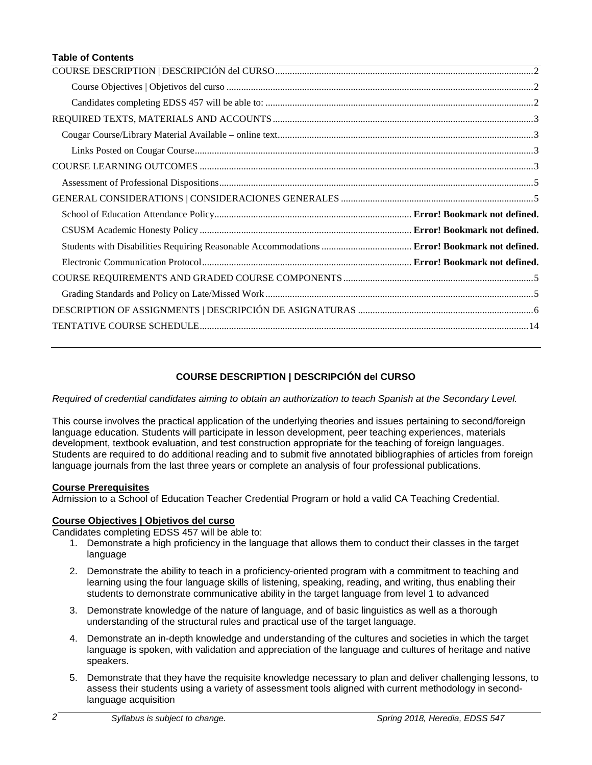**Table of Contents**

COURSE DESCRIPTION | DESCRIPCIÓN del CURSO ........ 2
- Course Objectives | Objetivos del curso ........ 2
- Candidates completing EDSS 457 will be able to: ........ 2

REQUIRED TEXTS, MATERIALS AND ACCOUNTS ........ 3
- Cougar Course/Library Material Available – online text ........ 3
  - Links Posted on Cougar Course ........ 3

COURSE LEARNING OUTCOMES ........ 3
- Assessment of Professional Dispositions ........ 5

GENERAL CONSIDERATIONS | CONSIDERACIONES GENERALES ........ 5
- School of Education Attendance Policy ........ **Error! Bookmark not defined.**
- CSUSM Academic Honesty Policy ........ **Error! Bookmark not defined.**
- Students with Disabilities Requiring Reasonable Accommodations ........ **Error! Bookmark not defined.**
- Electronic Communication Protocol ........ **Error! Bookmark not defined.**

COURSE REQUIREMENTS AND GRADED COURSE COMPONENTS ........ 5
- Grading Standards and Policy on Late/Missed Work ........ 5

DESCRIPTION OF ASSIGNMENTS | DESCRIPCIÓN DE ASIGNATURAS ........ 6

TENTATIVE COURSE SCHEDULE ........ 14

## COURSE DESCRIPTION | DESCRIPCIÓN del CURSO

*Required of credential candidates aiming to obtain an authorization to teach Spanish at the Secondary Level.*

This course involves the practical application of the underlying theories and issues pertaining to second/foreign language education. Students will participate in lesson development, peer teaching experiences, materials development, textbook evaluation, and test construction appropriate for the teaching of foreign languages. Students are required to do additional reading and to submit five annotated bibliographies of articles from foreign language journals from the last three years or complete an analysis of four professional publications.

**Course Prerequisites**

Admission to a School of Education Teacher Credential Program or hold a valid CA Teaching Credential.

**Course Objectives | Objetivos del curso**

Candidates completing EDSS 457 will be able to:

1. Demonstrate a high proficiency in the language that allows them to conduct their classes in the target language
2. Demonstrate the ability to teach in a proficiency-oriented program with a commitment to teaching and learning using the four language skills of listening, speaking, reading, and writing, thus enabling their students to demonstrate communicative ability in the target language from level 1 to advanced
3. Demonstrate knowledge of the nature of language, and of basic linguistics as well as a thorough understanding of the structural rules and practical use of the target language.
4. Demonstrate an in-depth knowledge and understanding of the cultures and societies in which the target language is spoken, with validation and appreciation of the language and cultures of heritage and native speakers.
5. Demonstrate that they have the requisite knowledge necessary to plan and deliver challenging lessons, to assess their students using a variety of assessment tools aligned with current methodology in second-language acquisition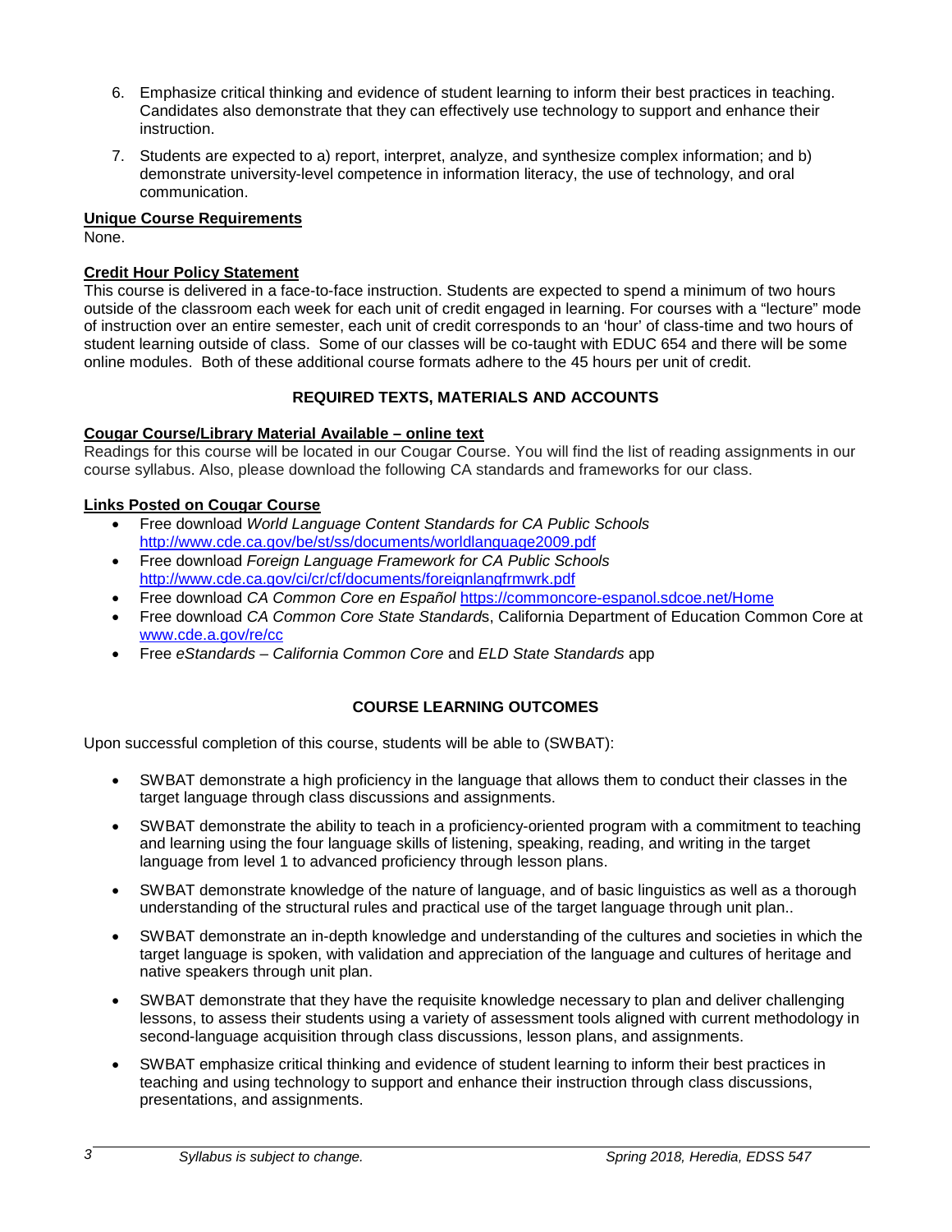6. Emphasize critical thinking and evidence of student learning to inform their best practices in teaching. Candidates also demonstrate that they can effectively use technology to support and enhance their instruction.

7. Students are expected to a) report, interpret, analyze, and synthesize complex information; and b) demonstrate university-level competence in information literacy, the use of technology, and oral communication.

**Unique Course Requirements**

None.

**Credit Hour Policy Statement**

This course is delivered in a face-to-face instruction. Students are expected to spend a minimum of two hours outside of the classroom each week for each unit of credit engaged in learning. For courses with a "lecture" mode of instruction over an entire semester, each unit of credit corresponds to an 'hour' of class-time and two hours of student learning outside of class. Some of our classes will be co-taught with EDUC 654 and there will be some online modules. Both of these additional course formats adhere to the 45 hours per unit of credit.

## REQUIRED TEXTS, MATERIALS AND ACCOUNTS

**Cougar Course/Library Material Available – online text**

Readings for this course will be located in our Cougar Course. You will find the list of reading assignments in our course syllabus. Also, please download the following CA standards and frameworks for our class.

**Links Posted on Cougar Course**

- Free download *World Language Content Standards for CA Public Schools* http://www.cde.ca.gov/be/st/ss/documents/worldlanguage2009.pdf
- Free download *Foreign Language Framework for CA Public Schools* http://www.cde.ca.gov/ci/cr/cf/documents/foreignlangfrmwrk.pdf
- Free download *CA Common Core en Español* https://commoncore-espanol.sdcoe.net/Home
- Free download *CA Common Core State Standard*s, California Department of Education Common Core at www.cde.a.gov/re/cc
- Free *eStandards – California Common Core* and *ELD State Standards* app

## COURSE LEARNING OUTCOMES

Upon successful completion of this course, students will be able to (SWBAT):

- SWBAT demonstrate a high proficiency in the language that allows them to conduct their classes in the target language through class discussions and assignments.
- SWBAT demonstrate the ability to teach in a proficiency-oriented program with a commitment to teaching and learning using the four language skills of listening, speaking, reading, and writing in the target language from level 1 to advanced proficiency through lesson plans.
- SWBAT demonstrate knowledge of the nature of language, and of basic linguistics as well as a thorough understanding of the structural rules and practical use of the target language through unit plan..
- SWBAT demonstrate an in-depth knowledge and understanding of the cultures and societies in which the target language is spoken, with validation and appreciation of the language and cultures of heritage and native speakers through unit plan.
- SWBAT demonstrate that they have the requisite knowledge necessary to plan and deliver challenging lessons, to assess their students using a variety of assessment tools aligned with current methodology in second-language acquisition through class discussions, lesson plans, and assignments.
- SWBAT emphasize critical thinking and evidence of student learning to inform their best practices in teaching and using technology to support and enhance their instruction through class discussions, presentations, and assignments.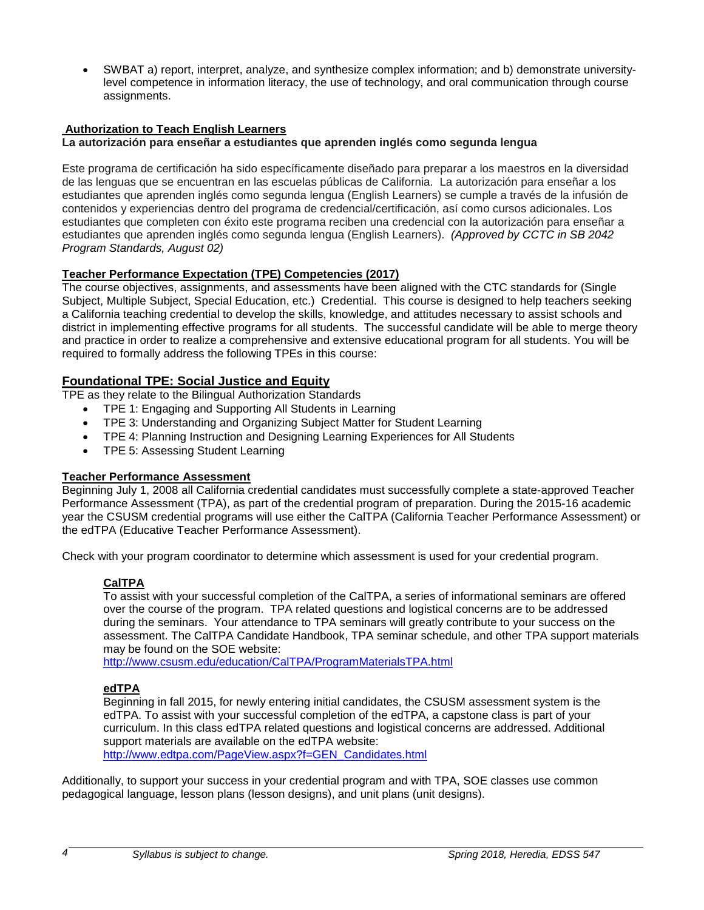- SWBAT a) report, interpret, analyze, and synthesize complex information; and b) demonstrate university-level competence in information literacy, the use of technology, and oral communication through course assignments.

## Authorization to Teach English Learners

**La autorización para enseñar a estudiantes que aprenden inglés como segunda lengua**

Este programa de certificación ha sido específicamente diseñado para preparar a los maestros en la diversidad de las lenguas que se encuentran en las escuelas públicas de California. La autorización para enseñar a los estudiantes que aprenden inglés como segunda lengua (English Learners) se cumple a través de la infusión de contenidos y experiencias dentro del programa de credencial/certificación, así como cursos adicionales. Los estudiantes que completen con éxito este programa reciben una credencial con la autorización para enseñar a estudiantes que aprenden inglés como segunda lengua (English Learners). *(Approved by CCTC in SB 2042 Program Standards, August 02)*

## Teacher Performance Expectation (TPE) Competencies (2017)

The course objectives, assignments, and assessments have been aligned with the CTC standards for (Single Subject, Multiple Subject, Special Education, etc.) Credential. This course is designed to help teachers seeking a California teaching credential to develop the skills, knowledge, and attitudes necessary to assist schools and district in implementing effective programs for all students. The successful candidate will be able to merge theory and practice in order to realize a comprehensive and extensive educational program for all students. You will be required to formally address the following TPEs in this course:

## Foundational TPE: Social Justice and Equity

TPE as they relate to the Bilingual Authorization Standards

- TPE 1: Engaging and Supporting All Students in Learning
- TPE 3: Understanding and Organizing Subject Matter for Student Learning
- TPE 4: Planning Instruction and Designing Learning Experiences for All Students
- TPE 5: Assessing Student Learning

## Teacher Performance Assessment

Beginning July 1, 2008 all California credential candidates must successfully complete a state-approved Teacher Performance Assessment (TPA), as part of the credential program of preparation. During the 2015-16 academic year the CSUSM credential programs will use either the CalTPA (California Teacher Performance Assessment) or the edTPA (Educative Teacher Performance Assessment).

Check with your program coordinator to determine which assessment is used for your credential program.

### CalTPA

To assist with your successful completion of the CalTPA, a series of informational seminars are offered over the course of the program. TPA related questions and logistical concerns are to be addressed during the seminars. Your attendance to TPA seminars will greatly contribute to your success on the assessment. The CalTPA Candidate Handbook, TPA seminar schedule, and other TPA support materials may be found on the SOE website:
http://www.csusm.edu/education/CalTPA/ProgramMaterialsTPA.html

### edTPA

Beginning in fall 2015, for newly entering initial candidates, the CSUSM assessment system is the edTPA. To assist with your successful completion of the edTPA, a capstone class is part of your curriculum. In this class edTPA related questions and logistical concerns are addressed. Additional support materials are available on the edTPA website:
http://www.edtpa.com/PageView.aspx?f=GEN_Candidates.html

Additionally, to support your success in your credential program and with TPA, SOE classes use common pedagogical language, lesson plans (lesson designs), and unit plans (unit designs).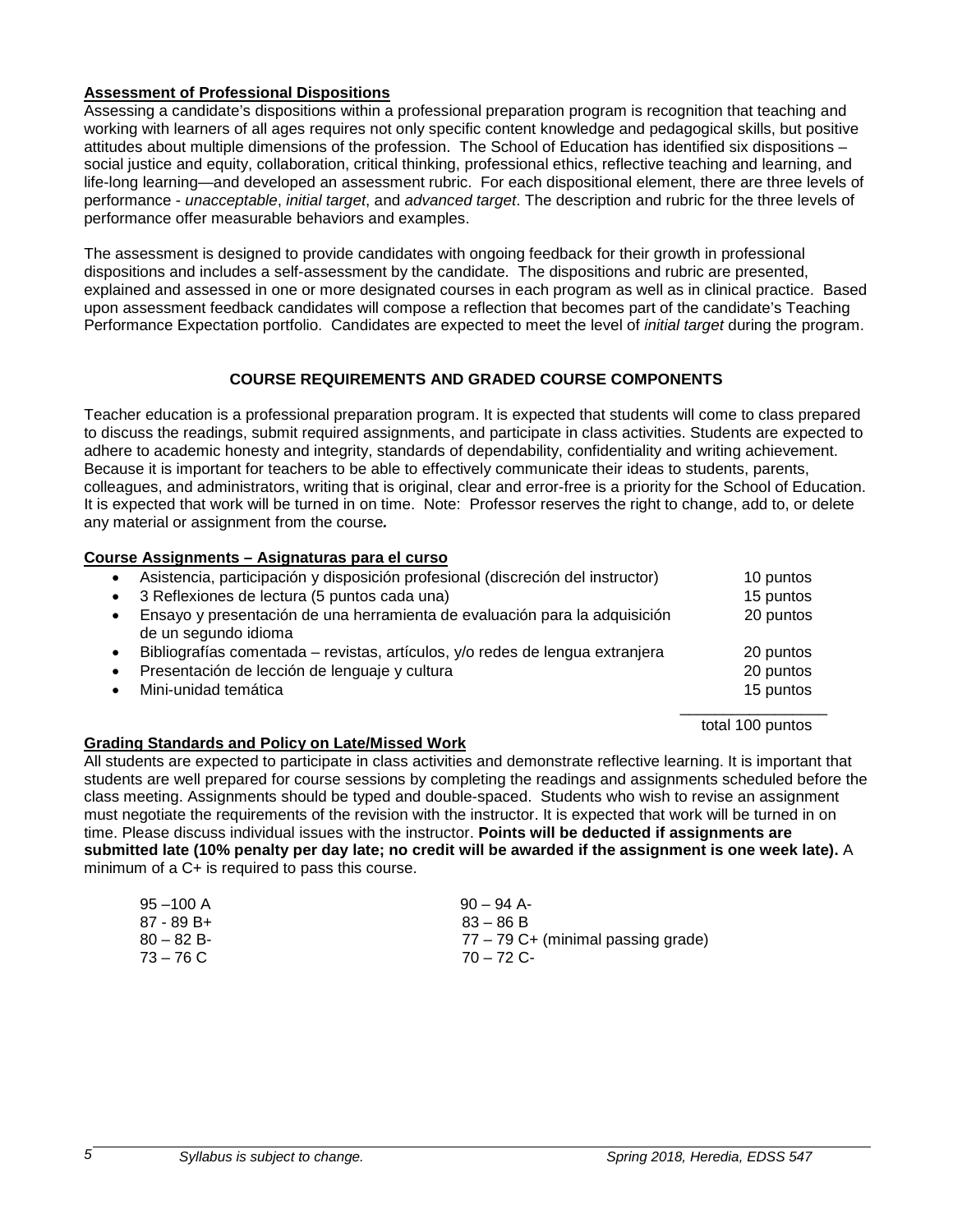**Assessment of Professional Dispositions**

Assessing a candidate's dispositions within a professional preparation program is recognition that teaching and working with learners of all ages requires not only specific content knowledge and pedagogical skills, but positive attitudes about multiple dimensions of the profession. The School of Education has identified six dispositions – social justice and equity, collaboration, critical thinking, professional ethics, reflective teaching and learning, and life-long learning—and developed an assessment rubric. For each dispositional element, there are three levels of performance - *unacceptable*, *initial target*, and *advanced target*. The description and rubric for the three levels of performance offer measurable behaviors and examples.

The assessment is designed to provide candidates with ongoing feedback for their growth in professional dispositions and includes a self-assessment by the candidate. The dispositions and rubric are presented, explained and assessed in one or more designated courses in each program as well as in clinical practice. Based upon assessment feedback candidates will compose a reflection that becomes part of the candidate's Teaching Performance Expectation portfolio. Candidates are expected to meet the level of *initial target* during the program.

## COURSE REQUIREMENTS AND GRADED COURSE COMPONENTS

Teacher education is a professional preparation program. It is expected that students will come to class prepared to discuss the readings, submit required assignments, and participate in class activities. Students are expected to adhere to academic honesty and integrity, standards of dependability, confidentiality and writing achievement. Because it is important for teachers to be able to effectively communicate their ideas to students, parents, colleagues, and administrators, writing that is original, clear and error-free is a priority for the School of Education. It is expected that work will be turned in on time. Note: Professor reserves the right to change, add to, or delete any material or assignment from the course*.*

**Course Assignments – Asignaturas para el curso**

| Assignment | Points |
|---|---|
| • Asistencia, participación y disposición profesional (discreción del instructor) | 10 puntos |
| • 3 Reflexiones de lectura (5 puntos cada una) | 15 puntos |
| • Ensayo y presentación de una herramienta de evaluación para la adquisición de un segundo idioma | 20 puntos |
| • Bibliografías comentada – revistas, artículos, y/o redes de lengua extranjera | 20 puntos |
| • Presentación de lección de lenguaje y cultura | 20 puntos |
| • Mini-unidad temática | 15 puntos |
| | total 100 puntos |

**Grading Standards and Policy on Late/Missed Work**

All students are expected to participate in class activities and demonstrate reflective learning. It is important that students are well prepared for course sessions by completing the readings and assignments scheduled before the class meeting. Assignments should be typed and double-spaced. Students who wish to revise an assignment must negotiate the requirements of the revision with the instructor. It is expected that work will be turned in on time. Please discuss individual issues with the instructor. **Points will be deducted if assignments are submitted late (10% penalty per day late; no credit will be awarded if the assignment is one week late).** A minimum of a C+ is required to pass this course.

| | |
|---|---|
| 95 –100 A | 90 – 94 A- |
| 87 - 89 B+ | 83 – 86 B |
| 80 – 82 B- | 77 – 79 C+ (minimal passing grade) |
| 73 – 76 C | 70 – 72 C- |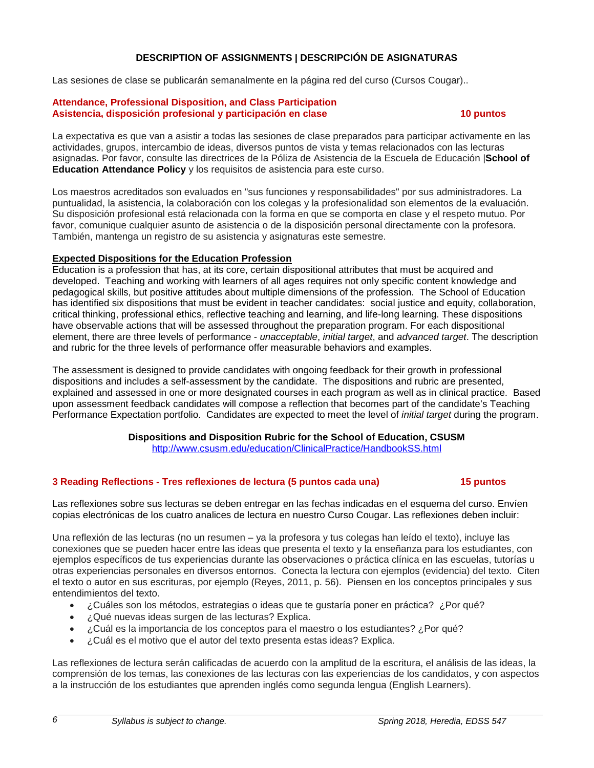## DESCRIPTION OF ASSIGNMENTS | DESCRIPCIÓN DE ASIGNATURAS

Las sesiones de clase se publicarán semanalmente en la página red del curso (Cursos Cougar)..

### Attendance, Professional Disposition, and Class Participation
### Asistencia, disposición profesional y participación en clase — 10 puntos

La expectativa es que van a asistir a todas las sesiones de clase preparados para participar activamente en las actividades, grupos, intercambio de ideas, diversos puntos de vista y temas relacionados con las lecturas asignadas. Por favor, consulte las directrices de la Póliza de Asistencia de la Escuela de Educación |**School of Education Attendance Policy** y los requisitos de asistencia para este curso.

Los maestros acreditados son evaluados en "sus funciones y responsabilidades" por sus administradores. La puntualidad, la asistencia, la colaboración con los colegas y la profesionalidad son elementos de la evaluación. Su disposición profesional está relacionada con la forma en que se comporta en clase y el respeto mutuo. Por favor, comunique cualquier asunto de asistencia o de la disposición personal directamente con la profesora. También, mantenga un registro de su asistencia y asignaturas este semestre.

**Expected Dispositions for the Education Profession**

Education is a profession that has, at its core, certain dispositional attributes that must be acquired and developed. Teaching and working with learners of all ages requires not only specific content knowledge and pedagogical skills, but positive attitudes about multiple dimensions of the profession. The School of Education has identified six dispositions that must be evident in teacher candidates: social justice and equity, collaboration, critical thinking, professional ethics, reflective teaching and learning, and life-long learning. These dispositions have observable actions that will be assessed throughout the preparation program. For each dispositional element, there are three levels of performance - *unacceptable*, *initial target*, and *advanced target*. The description and rubric for the three levels of performance offer measurable behaviors and examples.

The assessment is designed to provide candidates with ongoing feedback for their growth in professional dispositions and includes a self-assessment by the candidate. The dispositions and rubric are presented, explained and assessed in one or more designated courses in each program as well as in clinical practice. Based upon assessment feedback candidates will compose a reflection that becomes part of the candidate's Teaching Performance Expectation portfolio. Candidates are expected to meet the level of *initial target* during the program.

**Dispositions and Disposition Rubric for the School of Education, CSUSM**
http://www.csusm.edu/education/ClinicalPractice/HandbookSS.html

### 3 Reading Reflections - Tres reflexiones de lectura (5 puntos cada una) — 15 puntos

Las reflexiones sobre sus lecturas se deben entregar en las fechas indicadas en el esquema del curso. Envíen copias electrónicas de los cuatro analices de lectura en nuestro Curso Cougar. Las reflexiones deben incluir:

Una reflexión de las lecturas (no un resumen – ya la profesora y tus colegas han leído el texto), incluye las conexiones que se pueden hacer entre las ideas que presenta el texto y la enseñanza para los estudiantes, con ejemplos específicos de tus experiencias durante las observaciones o práctica clínica en las escuelas, tutorías u otras experiencias personales en diversos entornos. Conecta la lectura con ejemplos (evidencia) del texto. Citen el texto o autor en sus escrituras, por ejemplo (Reyes, 2011, p. 56). Piensen en los conceptos principales y sus entendimientos del texto.

- ¿Cuáles son los métodos, estrategias o ideas que te gustaría poner en práctica? ¿Por qué?
- ¿Qué nuevas ideas surgen de las lecturas? Explica.
- ¿Cuál es la importancia de los conceptos para el maestro o los estudiantes? ¿Por qué?
- ¿Cuál es el motivo que el autor del texto presenta estas ideas? Explica.

Las reflexiones de lectura serán calificadas de acuerdo con la amplitud de la escritura, el análisis de las ideas, la comprensión de los temas, las conexiones de las lecturas con las experiencias de los candidatos, y con aspectos a la instrucción de los estudiantes que aprenden inglés como segunda lengua (English Learners).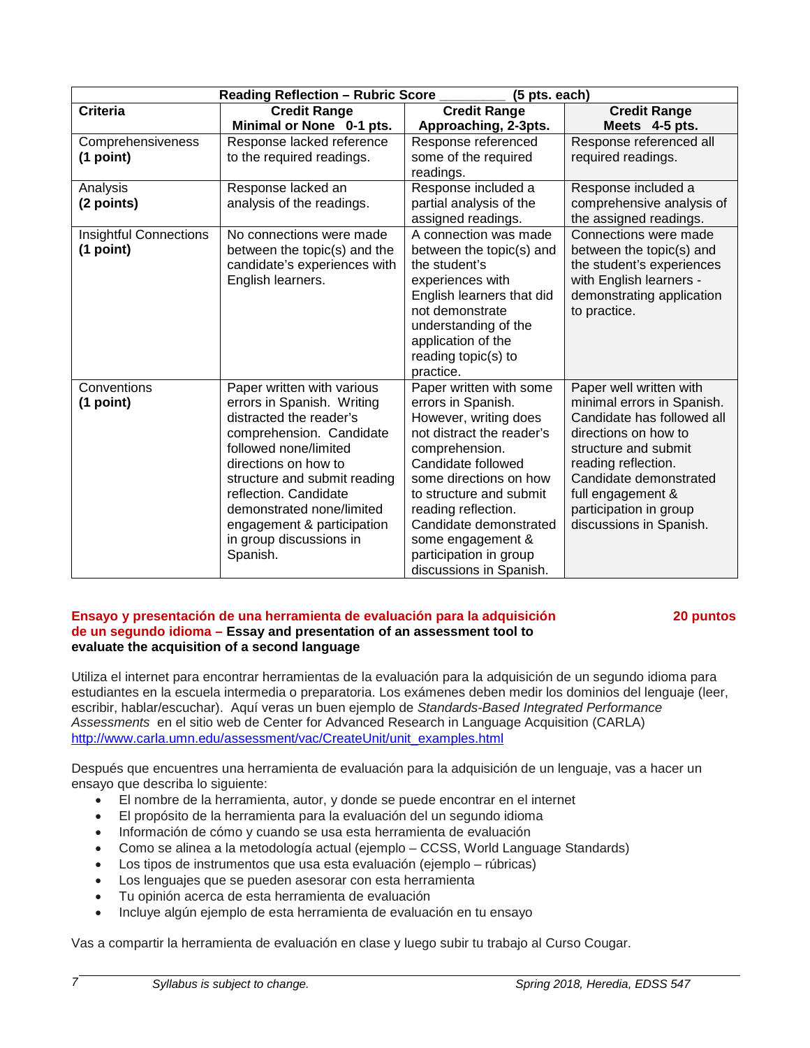| Reading Reflection – Rubric Score _________ (5 pts. each) | | | |
|---|---|---|---|
| **Criteria** | **Credit Range Minimal or None 0-1 pts.** | **Credit Range Approaching, 2-3pts.** | **Credit Range Meets 4-5 pts.** |
| Comprehensiveness **(1 point)** | Response lacked reference to the required readings. | Response referenced some of the required readings. | Response referenced all required readings. |
| Analysis **(2 points)** | Response lacked an analysis of the readings. | Response included a partial analysis of the assigned readings. | Response included a comprehensive analysis of the assigned readings. |
| Insightful Connections **(1 point)** | No connections were made between the topic(s) and the candidate's experiences with English learners. | A connection was made between the topic(s) and the student's experiences with English learners that did not demonstrate understanding of the application of the reading topic(s) to practice. | Connections were made between the topic(s) and the student's experiences with English learners - demonstrating application to practice. |
| Conventions **(1 point)** | Paper written with various errors in Spanish. Writing distracted the reader's comprehension. Candidate followed none/limited directions on how to structure and submit reading reflection. Candidate demonstrated none/limited engagement & participation in group discussions in Spanish. | Paper written with some errors in Spanish. However, writing does not distract the reader's comprehension. Candidate followed some directions on how to structure and submit reading reflection. Candidate demonstrated some engagement & participation in group discussions in Spanish. | Paper well written with minimal errors in Spanish. Candidate has followed all directions on how to structure and submit reading reflection. Candidate demonstrated full engagement & participation in group discussions in Spanish. |

**Ensayo y presentación de una herramienta de evaluación para la adquisición de un segundo idioma – Essay and presentation of an assessment tool to evaluate the acquisition of a second language** **20 puntos**

Utiliza el internet para encontrar herramientas de la evaluación para la adquisición de un segundo idioma para estudiantes en la escuela intermedia o preparatoria. Los exámenes deben medir los dominios del lenguaje (leer, escribir, hablar/escuchar). Aquí veras un buen ejemplo de *Standards-Based Integrated Performance Assessments* en el sitio web de Center for Advanced Research in Language Acquisition (CARLA) http://www.carla.umn.edu/assessment/vac/CreateUnit/unit_examples.html

Después que encuentres una herramienta de evaluación para la adquisición de un lenguaje, vas a hacer un ensayo que describa lo siguiente:

- El nombre de la herramienta, autor, y donde se puede encontrar en el internet
- El propósito de la herramienta para la evaluación del un segundo idioma
- Información de cómo y cuando se usa esta herramienta de evaluación
- Como se alinea a la metodología actual (ejemplo – CCSS, World Language Standards)
- Los tipos de instrumentos que usa esta evaluación (ejemplo – rúbricas)
- Los lenguajes que se pueden asesorar con esta herramienta
- Tu opinión acerca de esta herramienta de evaluación
- Incluye algún ejemplo de esta herramienta de evaluación en tu ensayo

Vas a compartir la herramienta de evaluación en clase y luego subir tu trabajo al Curso Cougar.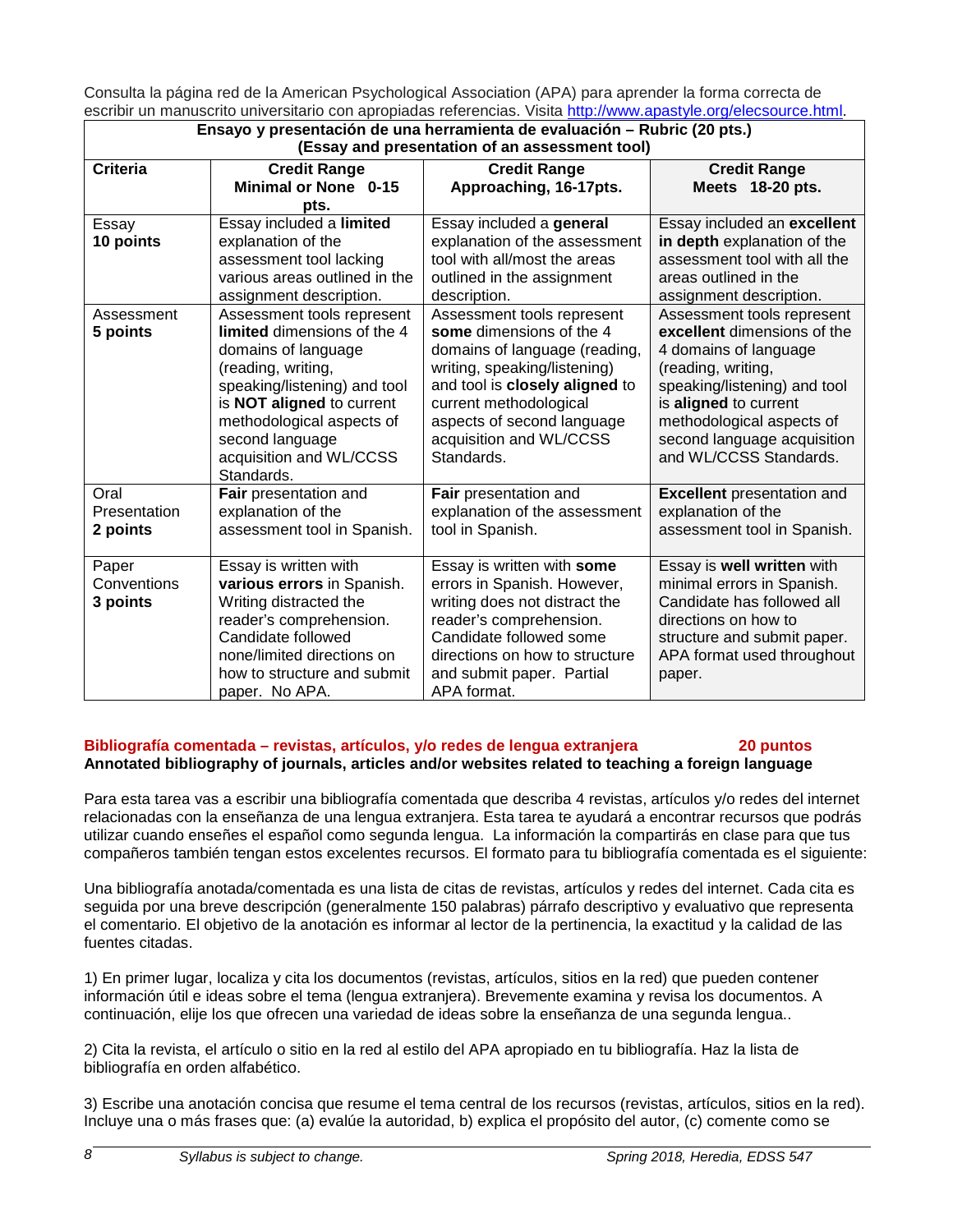Consulta la página red de la American Psychological Association (APA) para aprender la forma correcta de escribir un manuscrito universitario con apropiadas referencias. Visita http://www.apastyle.org/elecsource.html.

| **Ensayo y presentación de una herramienta de evaluación – Rubric (20 pts.) (Essay and presentation of an assessment tool)** | | | |
|---|---|---|---|
| **Criteria** | **Credit Range Minimal or None 0-15 pts.** | **Credit Range Approaching, 16-17pts.** | **Credit Range Meets 18-20 pts.** |
| Essay **10 points** | Essay included a **limited** explanation of the assessment tool lacking various areas outlined in the assignment description. | Essay included a **general** explanation of the assessment tool with all/most the areas outlined in the assignment description. | Essay included an **excellent in depth** explanation of the assessment tool with all the areas outlined in the assignment description. |
| Assessment **5 points** | Assessment tools represent **limited** dimensions of the 4 domains of language (reading, writing, speaking/listening) and tool is **NOT aligned** to current methodological aspects of second language acquisition and WL/CCSS Standards. | Assessment tools represent **some** dimensions of the 4 domains of language (reading, writing, speaking/listening) and tool is **closely aligned** to current methodological aspects of second language acquisition and WL/CCSS Standards. | Assessment tools represent **excellent** dimensions of the 4 domains of language (reading, writing, speaking/listening) and tool is **aligned** to current methodological aspects of second language acquisition and WL/CCSS Standards. |
| Oral Presentation **2 points** | **Fair** presentation and explanation of the assessment tool in Spanish. | **Fair** presentation and explanation of the assessment tool in Spanish. | **Excellent** presentation and explanation of the assessment tool in Spanish. |
| Paper Conventions **3 points** | Essay is written with **various errors** in Spanish. Writing distracted the reader's comprehension. Candidate followed none/limited directions on how to structure and submit paper. No APA. | Essay is written with **some** errors in Spanish. However, writing does not distract the reader's comprehension. Candidate followed some directions on how to structure and submit paper. Partial APA format. | Essay is **well written** with minimal errors in Spanish. Candidate has followed all directions on how to structure and submit paper. APA format used throughout paper. |

**Bibliografía comentada – revistas, artículos, y/o redes de lengua extranjera 20 puntos**
**Annotated bibliography of journals, articles and/or websites related to teaching a foreign language**

Para esta tarea vas a escribir una bibliografía comentada que describa 4 revistas, artículos y/o redes del internet relacionadas con la enseñanza de una lengua extranjera. Esta tarea te ayudará a encontrar recursos que podrás utilizar cuando enseñes el español como segunda lengua. La información la compartirás en clase para que tus compañeros también tengan estos excelentes recursos. El formato para tu bibliografía comentada es el siguiente:

Una bibliografía anotada/comentada es una lista de citas de revistas, artículos y redes del internet. Cada cita es seguida por una breve descripción (generalmente 150 palabras) párrafo descriptivo y evaluativo que representa el comentario. El objetivo de la anotación es informar al lector de la pertinencia, la exactitud y la calidad de las fuentes citadas.

1) En primer lugar, localiza y cita los documentos (revistas, artículos, sitios en la red) que pueden contener información útil e ideas sobre el tema (lengua extranjera). Brevemente examina y revisa los documentos. A continuación, elije los que ofrecen una variedad de ideas sobre la enseñanza de una segunda lengua..

2) Cita la revista, el artículo o sitio en la red al estilo del APA apropiado en tu bibliografía. Haz la lista de bibliografía en orden alfabético.

3) Escribe una anotación concisa que resume el tema central de los recursos (revistas, artículos, sitios en la red). Incluye una o más frases que: (a) evalúe la autoridad, b) explica el propósito del autor, (c) comente como se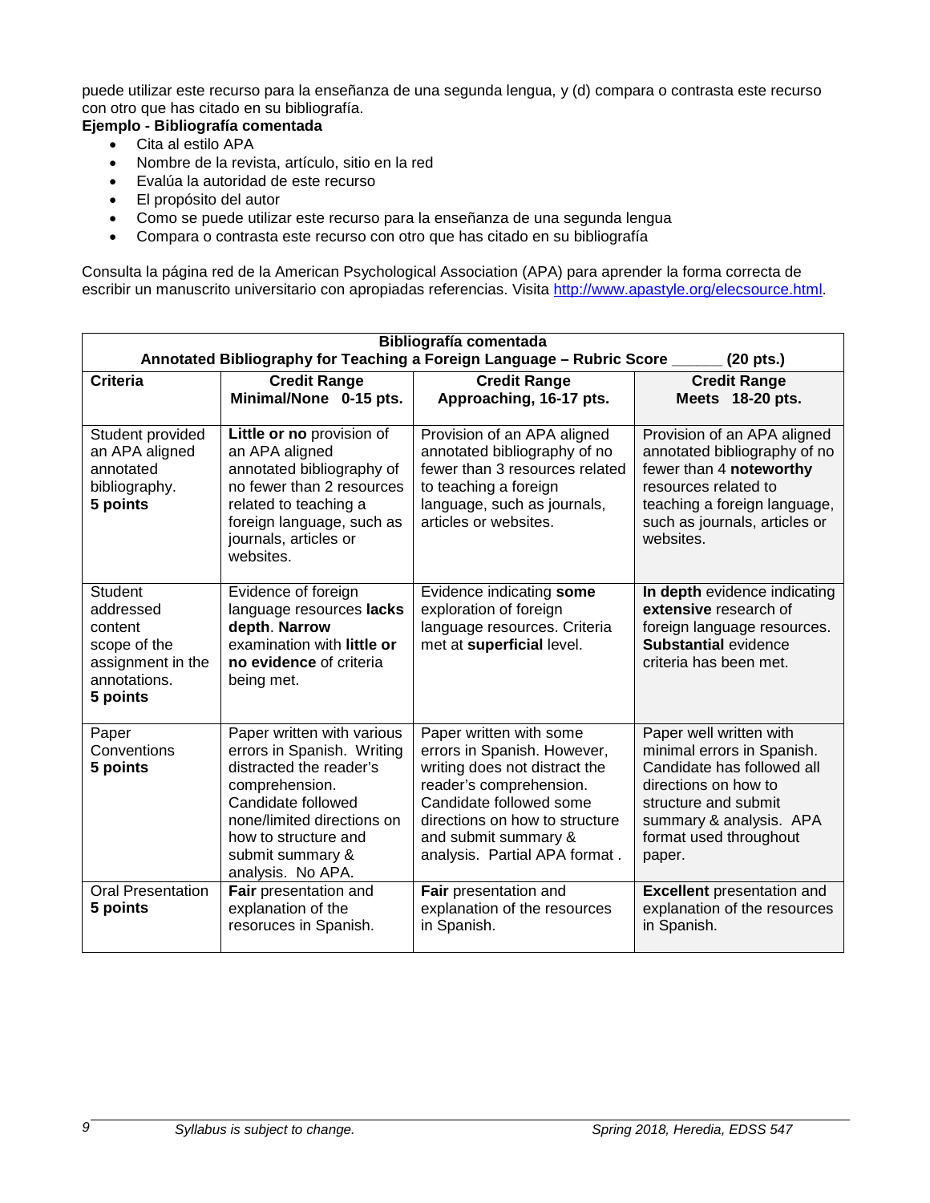puede utilizar este recurso para la enseñanza de una segunda lengua, y (d) compara o contrasta este recurso con otro que has citado en su bibliografía.

**Ejemplo - Bibliografía comentada**

- Cita al estilo APA
- Nombre de la revista, artículo, sitio en la red
- Evalúa la autoridad de este recurso
- El propósito del autor
- Como se puede utilizar este recurso para la enseñanza de una segunda lengua
- Compara o contrasta este recurso con otro que has citado en su bibliografía

Consulta la página red de la American Psychological Association (APA) para aprender la forma correcta de escribir un manuscrito universitario con apropiadas referencias. Visita http://www.apastyle.org/elecsource.html.

| **Bibliografía comentada<br>Annotated Bibliography for Teaching a Foreign Language – Rubric Score ______ (20 pts.)** | | | |
|---|---|---|---|
| **Criteria** | **Credit Range<br>Minimal/None 0-15 pts.** | **Credit Range<br>Approaching, 16-17 pts.** | **Credit Range<br>Meets 18-20 pts.** |
| Student provided an APA aligned annotated bibliography.<br>**5 points** | **Little or no** provision of an APA aligned annotated bibliography of no fewer than 2 resources related to teaching a foreign language, such as journals, articles or websites. | Provision of an APA aligned annotated bibliography of no fewer than 3 resources related to teaching a foreign language, such as journals, articles or websites. | Provision of an APA aligned annotated bibliography of no fewer than 4 **noteworthy** resources related to teaching a foreign language, such as journals, articles or websites. |
| Student addressed content scope of the assignment in the annotations.<br>**5 points** | Evidence of foreign language resources **lacks depth**. **Narrow** examination with **little or no evidence** of criteria being met. | Evidence indicating **some** exploration of foreign language resources. Criteria met at **superficial** level. | **In depth** evidence indicating **extensive** research of foreign language resources. **Substantial** evidence criteria has been met. |
| Paper Conventions<br>**5 points** | Paper written with various errors in Spanish. Writing distracted the reader's comprehension. Candidate followed none/limited directions on how to structure and submit summary & analysis. No APA. | Paper written with some errors in Spanish. However, writing does not distract the reader's comprehension. Candidate followed some directions on how to structure and submit summary & analysis. Partial APA format . | Paper well written with minimal errors in Spanish. Candidate has followed all directions on how to structure and submit summary & analysis. APA format used throughout paper. |
| Oral Presentation<br>**5 points** | **Fair** presentation and explanation of the resoruces in Spanish. | **Fair** presentation and explanation of the resources in Spanish. | **Excellent** presentation and explanation of the resources in Spanish. |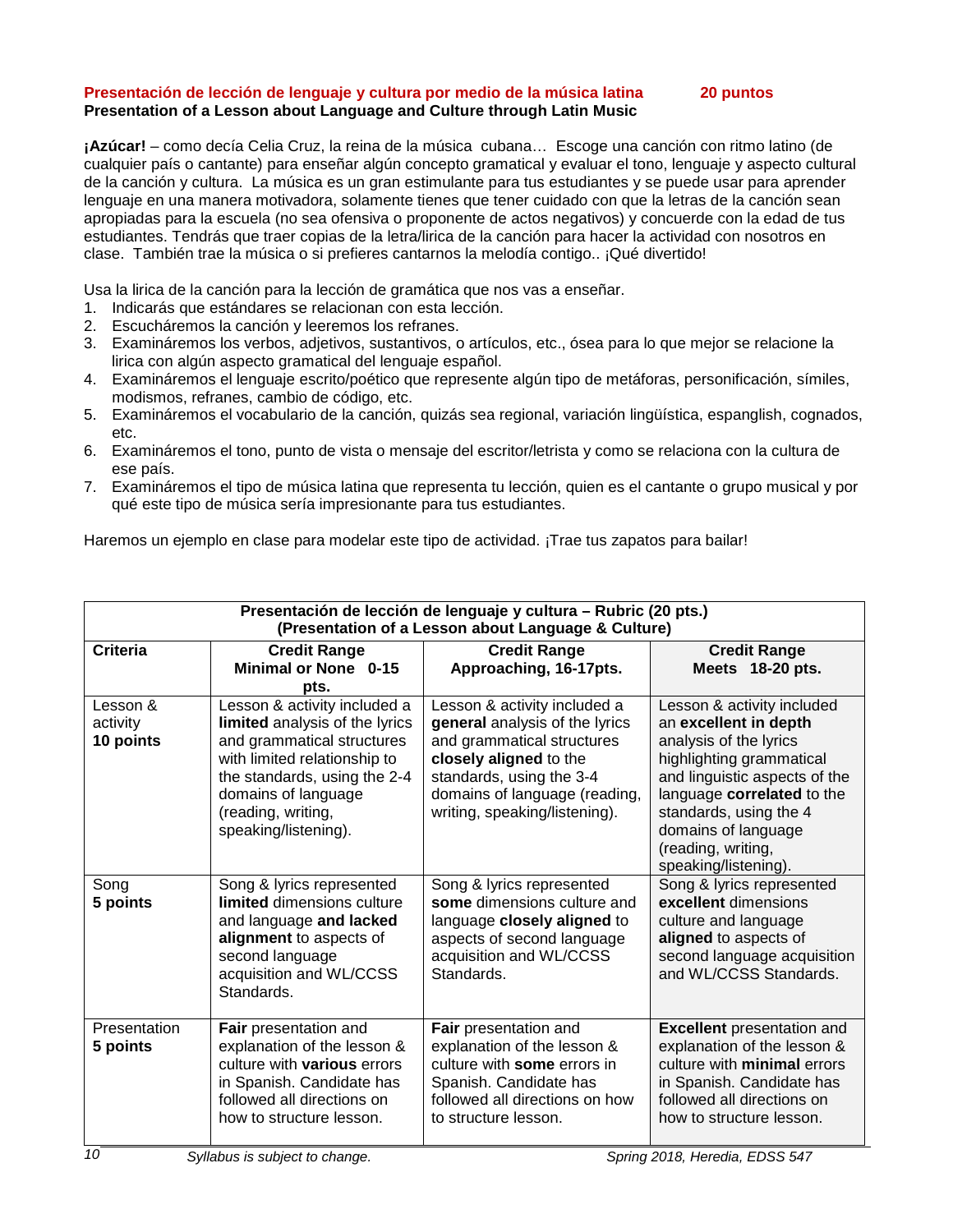**Presentación de lección de lenguaje y cultura por medio de la música latina 20 puntos**
**Presentation of a Lesson about Language and Culture through Latin Music**

**¡Azúcar!** – como decía Celia Cruz, la reina de la música cubana… Escoge una canción con ritmo latino (de cualquier país o cantante) para enseñar algún concepto gramatical y evaluar el tono, lenguaje y aspecto cultural de la canción y cultura. La música es un gran estimulante para tus estudiantes y se puede usar para aprender lenguaje en una manera motivadora, solamente tienes que tener cuidado con que la letras de la canción sean apropiadas para la escuela (no sea ofensiva o proponente de actos negativos) y concuerde con la edad de tus estudiantes. Tendrás que traer copias de la letra/lirica de la canción para hacer la actividad con nosotros en clase. También trae la música o si prefieres cantarnos la melodía contigo.. ¡Qué divertido!

Usa la lirica de la canción para la lección de gramática que nos vas a enseñar.

1. Indicarás que estándares se relacionan con esta lección.
2. Escucháremos la canción y leeremos los refranes.
3. Examináremos los verbos, adjetivos, sustantivos, o artículos, etc., ósea para lo que mejor se relacione la lirica con algún aspecto gramatical del lenguaje español.
4. Examináremos el lenguaje escrito/poético que represente algún tipo de metáforas, personificación, símiles, modismos, refranes, cambio de código, etc.
5. Examináremos el vocabulario de la canción, quizás sea regional, variación lingüística, espanglish, cognados, etc.
6. Examináremos el tono, punto de vista o mensaje del escritor/letrista y como se relaciona con la cultura de ese país.
7. Examináremos el tipo de música latina que representa tu lección, quien es el cantante o grupo musical y por qué este tipo de música sería impresionante para tus estudiantes.

Haremos un ejemplo en clase para modelar este tipo de actividad. ¡Trae tus zapatos para bailar!

**Presentación de lección de lenguaje y cultura – Rubric (20 pts.)**
**(Presentation of a Lesson about Language & Culture)**

| Criteria | Credit Range Minimal or None 0-15 pts. | Credit Range Approaching, 16-17pts. | Credit Range Meets 18-20 pts. |
|---|---|---|---|
| Lesson & activity **10 points** | Lesson & activity included a **limited** analysis of the lyrics and grammatical structures with limited relationship to the standards, using the 2-4 domains of language (reading, writing, speaking/listening). | Lesson & activity included a **general** analysis of the lyrics and grammatical structures **closely aligned** to the standards, using the 3-4 domains of language (reading, writing, speaking/listening). | Lesson & activity included an **excellent in depth** analysis of the lyrics highlighting grammatical and linguistic aspects of the language **correlated** to the standards, using the 4 domains of language (reading, writing, speaking/listening). |
| Song **5 points** | Song & lyrics represented **limited** dimensions culture and language **and lacked alignment** to aspects of second language acquisition and WL/CCSS Standards. | Song & lyrics represented **some** dimensions culture and language **closely aligned** to aspects of second language acquisition and WL/CCSS Standards. | Song & lyrics represented **excellent** dimensions culture and language **aligned** to aspects of second language acquisition and WL/CCSS Standards. |
| Presentation **5 points** | **Fair** presentation and explanation of the lesson & culture with **various** errors in Spanish. Candidate has followed all directions on how to structure lesson. | **Fair** presentation and explanation of the lesson & culture with **some** errors in Spanish. Candidate has followed all directions on how to structure lesson. | **Excellent** presentation and explanation of the lesson & culture with **minimal** errors in Spanish. Candidate has followed all directions on how to structure lesson. |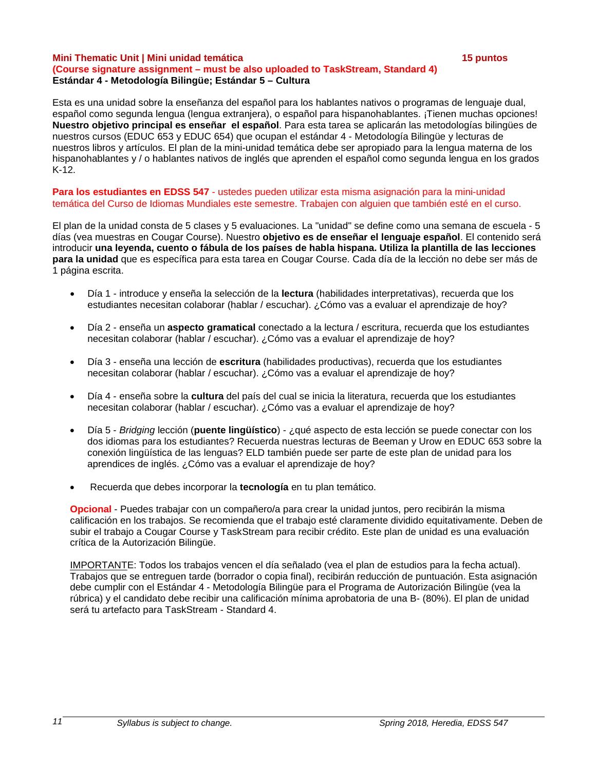**Mini Thematic Unit | Mini unidad temática** **15 puntos**
**(Course signature assignment – must be also uploaded to TaskStream, Standard 4)**
**Estándar 4 - Metodología Bilingüe; Estándar 5 – Cultura**

Esta es una unidad sobre la enseñanza del español para los hablantes nativos o programas de lenguaje dual, español como segunda lengua (lengua extranjera), o español para hispanohablantes. ¡Tienen muchas opciones! **Nuestro objetivo principal es enseñar el español**. Para esta tarea se aplicarán las metodologías bilingües de nuestros cursos (EDUC 653 y EDUC 654) que ocupan el estándar 4 - Metodología Bilingüe y lecturas de nuestros libros y artículos. El plan de la mini-unidad temática debe ser apropiado para la lengua materna de los hispanohablantes y / o hablantes nativos de inglés que aprenden el español como segunda lengua en los grados K-12.

**Para los estudiantes en EDSS 547** - ustedes pueden utilizar esta misma asignación para la mini-unidad temática del Curso de Idiomas Mundiales este semestre. Trabajen con alguien que también esté en el curso.

El plan de la unidad consta de 5 clases y 5 evaluaciones. La "unidad" se define como una semana de escuela - 5 días (vea muestras en Cougar Course). Nuestro **objetivo es de enseñar el lenguaje español**. El contenido será introducir **una leyenda, cuento o fábula de los países de habla hispana. Utiliza la plantilla de las lecciones para la unidad** que es específica para esta tarea en Cougar Course. Cada día de la lección no debe ser más de 1 página escrita.

- Día 1 - introduce y enseña la selección de la **lectura** (habilidades interpretativas), recuerda que los estudiantes necesitan colaborar (hablar / escuchar). ¿Cómo vas a evaluar el aprendizaje de hoy?
- Día 2 - enseña un **aspecto gramatical** conectado a la lectura / escritura, recuerda que los estudiantes necesitan colaborar (hablar / escuchar). ¿Cómo vas a evaluar el aprendizaje de hoy?
- Día 3 - enseña una lección de **escritura** (habilidades productivas), recuerda que los estudiantes necesitan colaborar (hablar / escuchar). ¿Cómo vas a evaluar el aprendizaje de hoy?
- Día 4 - enseña sobre la **cultura** del país del cual se inicia la literatura, recuerda que los estudiantes necesitan colaborar (hablar / escuchar). ¿Cómo vas a evaluar el aprendizaje de hoy?
- Día 5 - *Bridging* lección (**puente lingüístico**) - ¿qué aspecto de esta lección se puede conectar con los dos idiomas para los estudiantes? Recuerda nuestras lecturas de Beeman y Urow en EDUC 653 sobre la conexión lingüística de las lenguas? ELD también puede ser parte de este plan de unidad para los aprendices de inglés. ¿Cómo vas a evaluar el aprendizaje de hoy?
- Recuerda que debes incorporar la **tecnología** en tu plan temático.

**Opcional** - Puedes trabajar con un compañero/a para crear la unidad juntos, pero recibirán la misma calificación en los trabajos. Se recomienda que el trabajo esté claramente dividido equitativamente. Deben de subir el trabajo a Cougar Course y TaskStream para recibir crédito. Este plan de unidad es una evaluación crítica de la Autorización Bilingüe.

IMPORTANTE: Todos los trabajos vencen el día señalado (vea el plan de estudios para la fecha actual). Trabajos que se entreguen tarde (borrador o copia final), recibirán reducción de puntuación. Esta asignación debe cumplir con el Estándar 4 - Metodología Bilingüe para el Programa de Autorización Bilingüe (vea la rúbrica) y el candidato debe recibir una calificación mínima aprobatoria de una B- (80%). El plan de unidad será tu artefacto para TaskStream - Standard 4.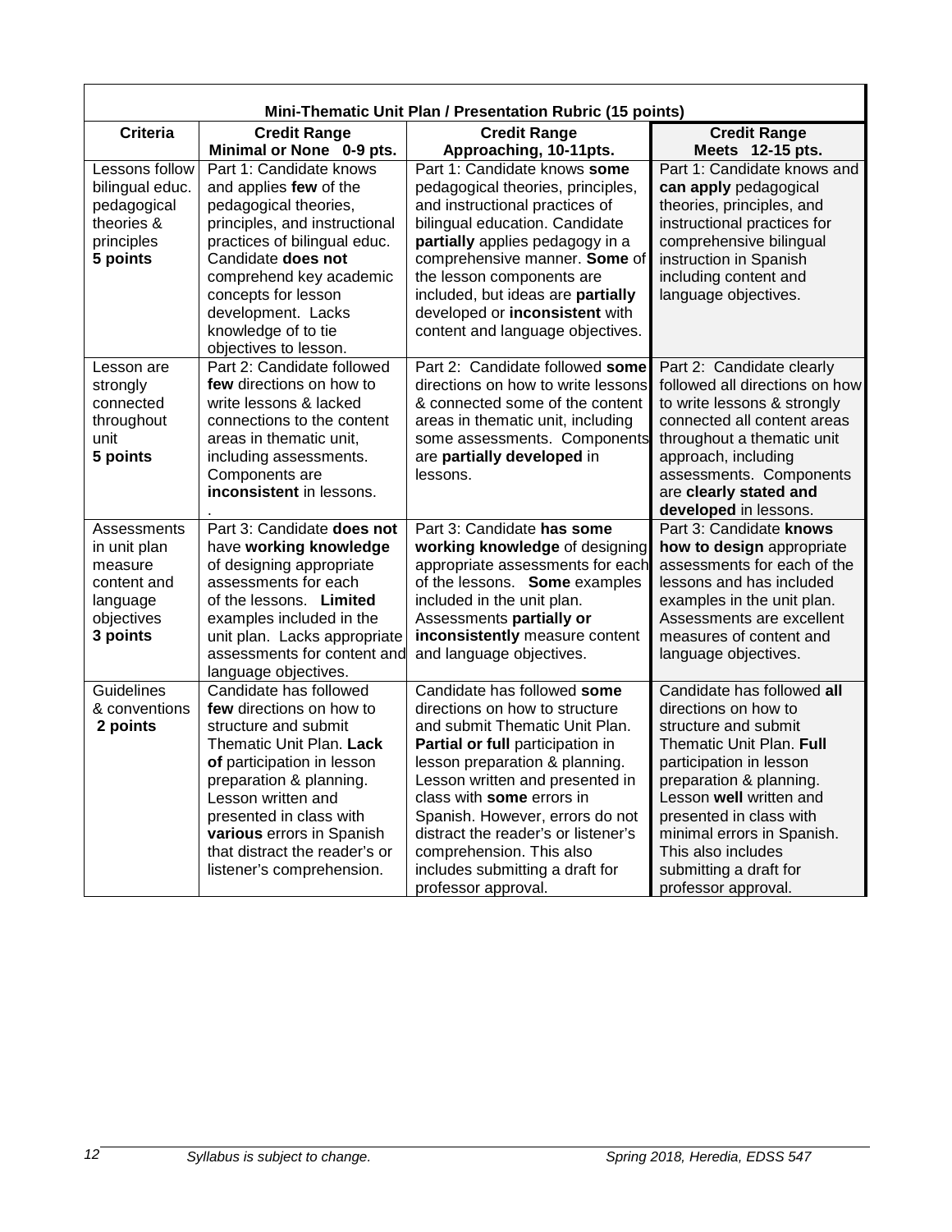| Mini-Thematic Unit Plan / Presentation Rubric (15 points) | | | |
|---|---|---|---|
| **Criteria** | **Credit Range Minimal or None 0-9 pts.** | **Credit Range Approaching, 10-11pts.** | **Credit Range Meets 12-15 pts.** |
| Lessons follow bilingual educ. pedagogical theories & principles **5 points** | Part 1: Candidate knows and applies **few** of the pedagogical theories, principles, and instructional practices of bilingual educ. Candidate **does not** comprehend key academic concepts for lesson development. Lacks knowledge of to tie objectives to lesson. | Part 1: Candidate knows **some** pedagogical theories, principles, and instructional practices of bilingual education. Candidate **partially** applies pedagogy in a comprehensive manner. **Some** of the lesson components are included, but ideas are **partially** developed or **inconsistent** with content and language objectives. | Part 1: Candidate knows and **can apply** pedagogical theories, principles, and instructional practices for comprehensive bilingual instruction in Spanish including content and language objectives. |
| Lesson are strongly connected throughout unit **5 points** | Part 2: Candidate followed **few** directions on how to write lessons & lacked connections to the content areas in thematic unit, including assessments. Components are **inconsistent** in lessons. . | Part 2: Candidate followed **some** directions on how to write lessons & connected some of the content areas in thematic unit, including some assessments. Components are **partially developed** in lessons. | Part 2: Candidate clearly followed all directions on how to write lessons & strongly connected all content areas throughout a thematic unit approach, including assessments. Components are **clearly stated and developed** in lessons. |
| Assessments in unit plan measure content and language objectives **3 points** | Part 3: Candidate **does not** have **working knowledge** of designing appropriate assessments for each of the lessons. **Limited** examples included in the unit plan. Lacks appropriate assessments for content and language objectives. | Part 3: Candidate **has some working knowledge** of designing appropriate assessments for each of the lessons. **Some** examples included in the unit plan. Assessments **partially or inconsistently** measure content and language objectives. | Part 3: Candidate **knows how to design** appropriate assessments for each of the lessons and has included examples in the unit plan. Assessments are excellent measures of content and language objectives. |
| Guidelines & conventions **2 points** | Candidate has followed **few** directions on how to structure and submit Thematic Unit Plan. **Lack of** participation in lesson preparation & planning. Lesson written and presented in class with **various** errors in Spanish that distract the reader's or listener's comprehension. | Candidate has followed **some** directions on how to structure and submit Thematic Unit Plan. **Partial or full** participation in lesson preparation & planning. Lesson written and presented in class with **some** errors in Spanish. However, errors do not distract the reader's or listener's comprehension. This also includes submitting a draft for professor approval. | Candidate has followed **all** directions on how to structure and submit Thematic Unit Plan. **Full** participation in lesson preparation & planning. Lesson **well** written and presented in class with minimal errors in Spanish. This also includes submitting a draft for professor approval. |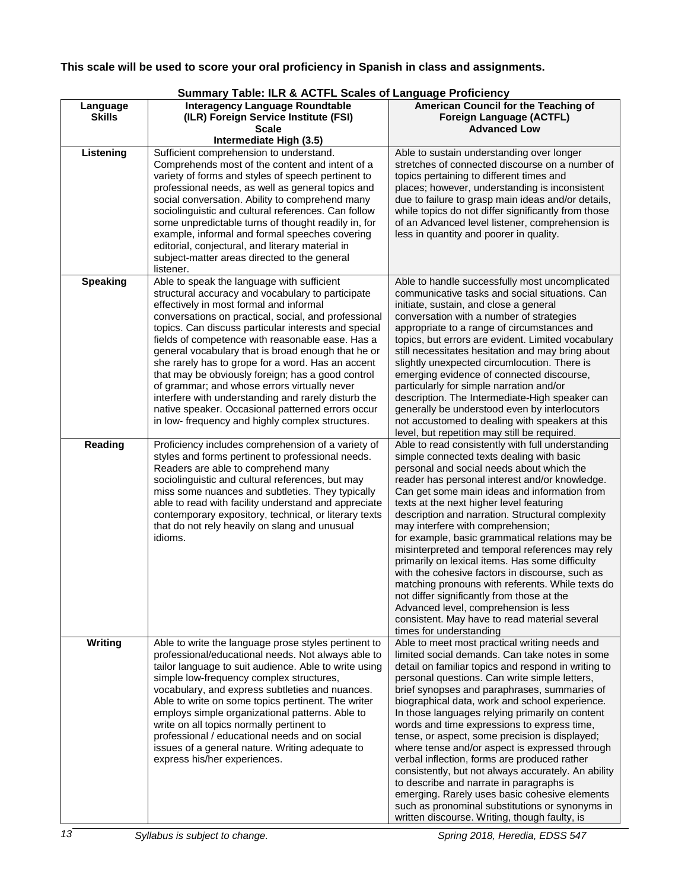**This scale will be used to score your oral proficiency in Spanish in class and assignments.**

**Summary Table: ILR & ACTFL Scales of Language Proficiency**

| Language Skills | Interagency Language Roundtable (ILR) Foreign Service Institute (FSI) Scale Intermediate High (3.5) | American Council for the Teaching of Foreign Language (ACTFL) Advanced Low |
|---|---|---|
| **Listening** | Sufficient comprehension to understand. Comprehends most of the content and intent of a variety of forms and styles of speech pertinent to professional needs, as well as general topics and social conversation. Ability to comprehend many sociolinguistic and cultural references. Can follow some unpredictable turns of thought readily in, for example, informal and formal speeches covering editorial, conjectural, and literary material in subject-matter areas directed to the general listener. | Able to sustain understanding over longer stretches of connected discourse on a number of topics pertaining to different times and places; however, understanding is inconsistent due to failure to grasp main ideas and/or details, while topics do not differ significantly from those of an Advanced level listener, comprehension is less in quantity and poorer in quality. |
| **Speaking** | Able to speak the language with sufficient structural accuracy and vocabulary to participate effectively in most formal and informal conversations on practical, social, and professional topics. Can discuss particular interests and special fields of competence with reasonable ease. Has a general vocabulary that is broad enough that he or she rarely has to grope for a word. Has an accent that may be obviously foreign; has a good control of grammar; and whose errors virtually never interfere with understanding and rarely disturb the native speaker. Occasional patterned errors occur in low- frequency and highly complex structures. | Able to handle successfully most uncomplicated communicative tasks and social situations. Can initiate, sustain, and close a general conversation with a number of strategies appropriate to a range of circumstances and topics, but errors are evident. Limited vocabulary still necessitates hesitation and may bring about slightly unexpected circumlocution. There is emerging evidence of connected discourse, particularly for simple narration and/or description. The Intermediate-High speaker can generally be understood even by interlocutors not accustomed to dealing with speakers at this level, but repetition may still be required. |
| **Reading** | Proficiency includes comprehension of a variety of styles and forms pertinent to professional needs. Readers are able to comprehend many sociolinguistic and cultural references, but may miss some nuances and subtleties. They typically able to read with facility understand and appreciate contemporary expository, technical, or literary texts that do not rely heavily on slang and unusual idioms. | Able to read consistently with full understanding simple connected texts dealing with basic personal and social needs about which the reader has personal interest and/or knowledge. Can get some main ideas and information from texts at the next higher level featuring description and narration. Structural complexity may interfere with comprehension; for example, basic grammatical relations may be misinterpreted and temporal references may rely primarily on lexical items. Has some difficulty with the cohesive factors in discourse, such as matching pronouns with referents. While texts do not differ significantly from those at the Advanced level, comprehension is less consistent. May have to read material several times for understanding |
| **Writing** | Able to write the language prose styles pertinent to professional/educational needs. Not always able to tailor language to suit audience. Able to write using simple low-frequency complex structures, vocabulary, and express subtleties and nuances. Able to write on some topics pertinent. The writer employs simple organizational patterns. Able to write on all topics normally pertinent to professional / educational needs and on social issues of a general nature. Writing adequate to express his/her experiences. | Able to meet most practical writing needs and limited social demands. Can take notes in some detail on familiar topics and respond in writing to personal questions. Can write simple letters, brief synopses and paraphrases, summaries of biographical data, work and school experience. In those languages relying primarily on content words and time expressions to express time, tense, or aspect, some precision is displayed; where tense and/or aspect is expressed through verbal inflection, forms are produced rather consistently, but not always accurately. An ability to describe and narrate in paragraphs is emerging. Rarely uses basic cohesive elements such as pronominal substitutions or synonyms in written discourse. Writing, though faulty, is |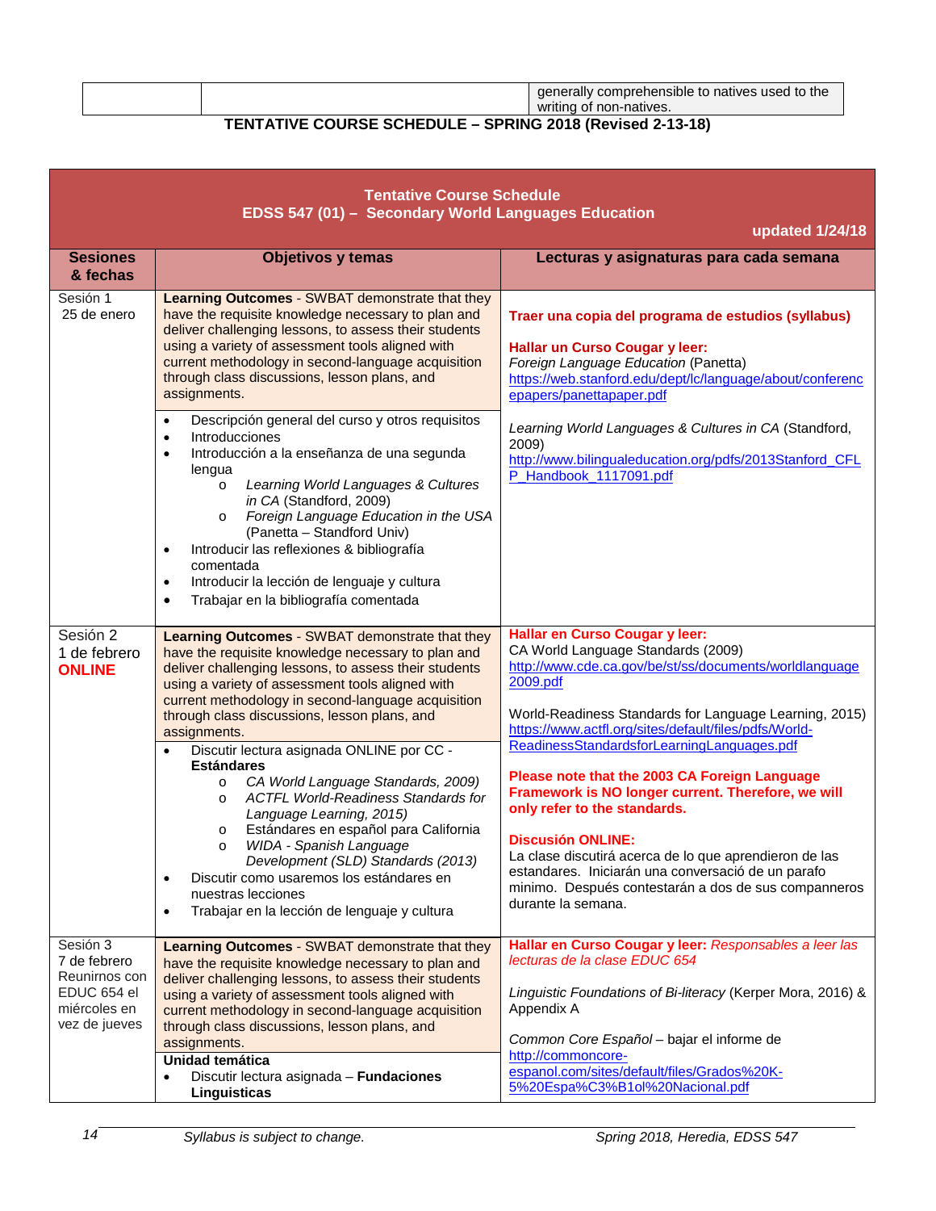| | | generally comprehensible to natives used to the writing of non-natives. |
|---|---|---|

## TENTATIVE COURSE SCHEDULE – SPRING 2018 (Revised 2-13-18)

**Tentative Course Schedule**
**EDSS 547 (01) – Secondary World Languages Education**
**updated 1/24/18**

| Sesiones & fechas | Objetivos y temas | Lecturas y asignaturas para cada semana |
|---|---|---|
| Sesión 1<br>25 de enero | **Learning Outcomes** - SWBAT demonstrate that they have the requisite knowledge necessary to plan and deliver challenging lessons, to assess their students using a variety of assessment tools aligned with current methodology in second-language acquisition through class discussions, lesson plans, and assignments.<br><br>• Descripción general del curso y otros requisitos<br>• Introducciones<br>• Introducción a la enseñanza de una segunda lengua<br>  o *Learning World Languages & Cultures in CA* (Standford, 2009)<br>  o *Foreign Language Education in the USA* (Panetta – Standford Univ)<br>• Introducir las reflexiones & bibliografía comentada<br>• Introducir la lección de lenguaje y cultura<br>• Trabajar en la bibliografía comentada | **Traer una copia del programa de estudios (syllabus)**<br><br>**Hallar un Curso Cougar y leer:**<br>*Foreign Language Education* (Panetta)<br>https://web.stanford.edu/dept/lc/language/about/conferencepapers/panettapaper.pdf<br><br>*Learning World Languages & Cultures in CA* (Standford, 2009)<br>http://www.bilingualeducation.org/pdfs/2013Stanford_CFLP_Handbook_1117091.pdf |
| Sesión 2<br>1 de febrero<br>**ONLINE** | **Learning Outcomes** - SWBAT demonstrate that they have the requisite knowledge necessary to plan and deliver challenging lessons, to assess their students using a variety of assessment tools aligned with current methodology in second-language acquisition through class discussions, lesson plans, and assignments.<br><br>• Discutir lectura asignada ONLINE por CC - **Estándares**<br>  o *CA World Language Standards, 2009)*<br>  o *ACTFL World-Readiness Standards for Language Learning, 2015)*<br>  o Estándares en español para California<br>  o *WIDA - Spanish Language Development (SLD) Standards (2013)*<br>• Discutir como usaremos los estándares en nuestras lecciones<br>• Trabajar en la lección de lenguaje y cultura | **Hallar en Curso Cougar y leer:**<br>CA World Language Standards (2009)<br>http://www.cde.ca.gov/be/st/ss/documents/worldlanguage2009.pdf<br><br>World-Readiness Standards for Language Learning, 2015)<br>https://www.actfl.org/sites/default/files/pdfs/World-ReadinessStandardsforLearningLanguages.pdf<br><br>**Please note that the 2003 CA Foreign Language Framework is NO longer current. Therefore, we will only refer to the standards.**<br><br>**Discusión ONLINE:**<br>La clase discutirá acerca de lo que aprendieron de las estandares. Iniciarán una conversació de un parafo minimo. Después contestarán a dos de sus companneros durante la semana. |
| Sesión 3<br>7 de febrero<br>Reunirnos con EDUC 654 el miércoles en vez de jueves | **Learning Outcomes** - SWBAT demonstrate that they have the requisite knowledge necessary to plan and deliver challenging lessons, to assess their students using a variety of assessment tools aligned with current methodology in second-language acquisition through class discussions, lesson plans, and assignments.<br><br>**Unidad temática**<br>• Discutir lectura asignada – **Fundaciones Linguisticas** | **Hallar en Curso Cougar y leer:** *Responsables a leer las lecturas de la clase EDUC 654*<br><br>*Linguistic Foundations of Bi-literacy* (Kerper Mora, 2016) & Appendix A<br><br>*Common Core Español* – bajar el informe de<br>http://commoncore-espanol.com/sites/default/files/Grados%20K-5%20Espa%C3%B1ol%20Nacional.pdf |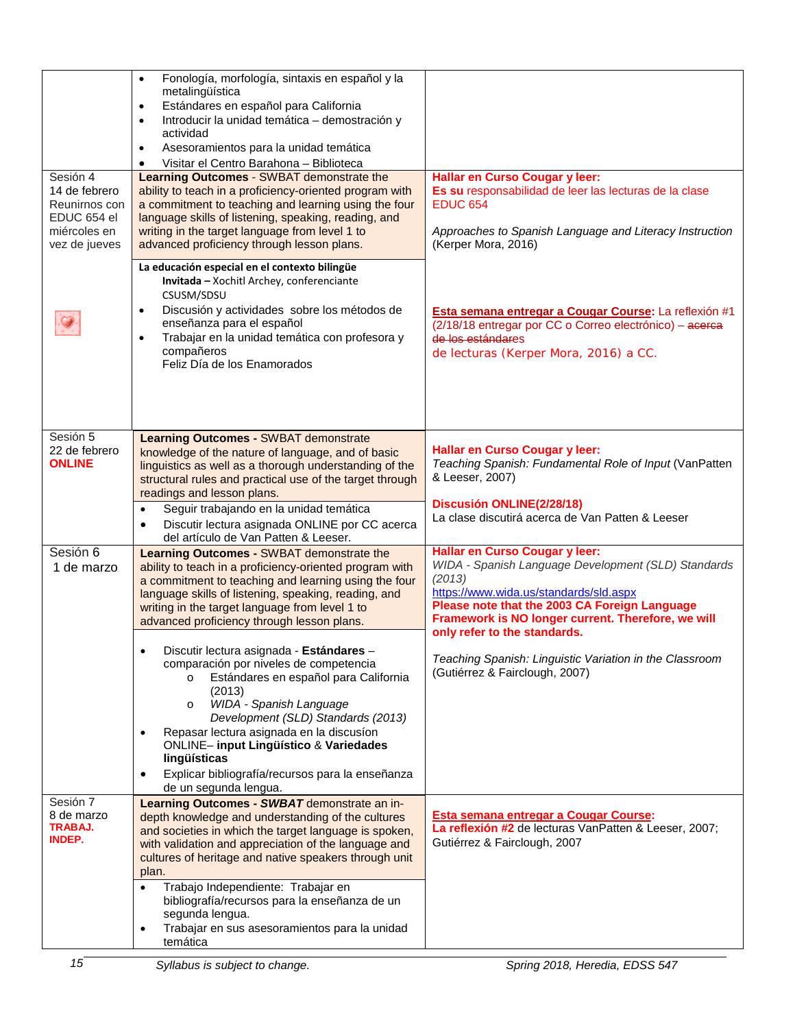| | | |
|---|---|---|
| | • Fonología, morfología, sintaxis en español y la metalingüística<br>• Estándares en español para California<br>• Introducir la unidad temática – demostración y actividad<br>• Asesoramientos para la unidad temática<br>• Visitar el Centro Barahona – Biblioteca | |
| Sesión 4<br>14 de febrero<br>Reunirnos con EDUC 654 el miércoles en vez de jueves | **Learning Outcomes** - SWBAT demonstrate the ability to teach in a proficiency-oriented program with a commitment to teaching and learning using the four language skills of listening, speaking, reading, and writing in the target language from level 1 to advanced proficiency through lesson plans.<br><br>**La educación especial en el contexto bilingüe**<br>**Invitada –** Xochitl Archey, conferenciante CSUSM/SDSU<br>• Discusión y actividades sobre los métodos de enseñanza para el español<br>• Trabajar en la unidad temática con profesora y compañeros<br>Feliz Día de los Enamorados | **Hallar en Curso Cougar y leer:**<br>**Es su** responsabilidad de leer las lecturas de la clase EDUC 654<br><br>*Approaches to Spanish Language and Literacy Instruction* (Kerper Mora, 2016)<br><br>**Esta semana entregar a Cougar Course:** La reflexión #1 (2/18/18 entregar por CC o Correo electrónico) – ~~acerca de los estándares~~ de lecturas (Kerper Mora, 2016) a CC. |
| Sesión 5<br>22 de febrero<br>**ONLINE** | **Learning Outcomes -** SWBAT demonstrate knowledge of the nature of language, and of basic linguistics as well as a thorough understanding of the structural rules and practical use of the target through readings and lesson plans.<br>• Seguir trabajando en la unidad temática<br>• Discutir lectura asignada ONLINE por CC acerca del artículo de Van Patten & Leeser. | **Hallar en Curso Cougar y leer:**<br>*Teaching Spanish: Fundamental Role of Input* (VanPatten & Leeser, 2007)<br><br>**Discusión ONLINE(2/28/18)**<br>La clase discutirá acerca de Van Patten & Leeser |
| Sesión 6<br>1 de marzo | **Learning Outcomes -** SWBAT demonstrate the ability to teach in a proficiency-oriented program with a commitment to teaching and learning using the four language skills of listening, speaking, reading, and writing in the target language from level 1 to advanced proficiency through lesson plans.<br><br>• Discutir lectura asignada - **Estándares** – comparación por niveles de competencia<br>  o Estándares en español para California (2013)<br>  o *WIDA - Spanish Language Development (SLD) Standards (2013)*<br>• Repasar lectura asignada en la discusión ONLINE– **input Lingüístico** & **Variedades lingüísticas**<br>• Explicar bibliografía/recursos para la enseñanza de un segunda lengua. | **Hallar en Curso Cougar y leer:**<br>*WIDA - Spanish Language Development (SLD) Standards (2013)*<br>https://www.wida.us/standards/sld.aspx<br>**Please note that the 2003 CA Foreign Language Framework is NO longer current. Therefore, we will only refer to the standards.**<br><br>*Teaching Spanish: Linguistic Variation in the Classroom* (Gutiérrez & Fairclough, 2007) |
| Sesión 7<br>8 de marzo<br>**TRABAJ. INDEP.** | **Learning Outcomes -** ***SWBAT*** demonstrate an in-depth knowledge and understanding of the cultures and societies in which the target language is spoken, with validation and appreciation of the language and cultures of heritage and native speakers through unit plan.<br>• Trabajo Independiente: Trabajar en bibliografía/recursos para la enseñanza de un segunda lengua.<br>• Trabajar en sus asesoramientos para la unidad temática | **Esta semana entregar a Cougar Course:**<br>**La reflexión #2** de lecturas VanPatten & Leeser, 2007; Gutiérrez & Fairclough, 2007 |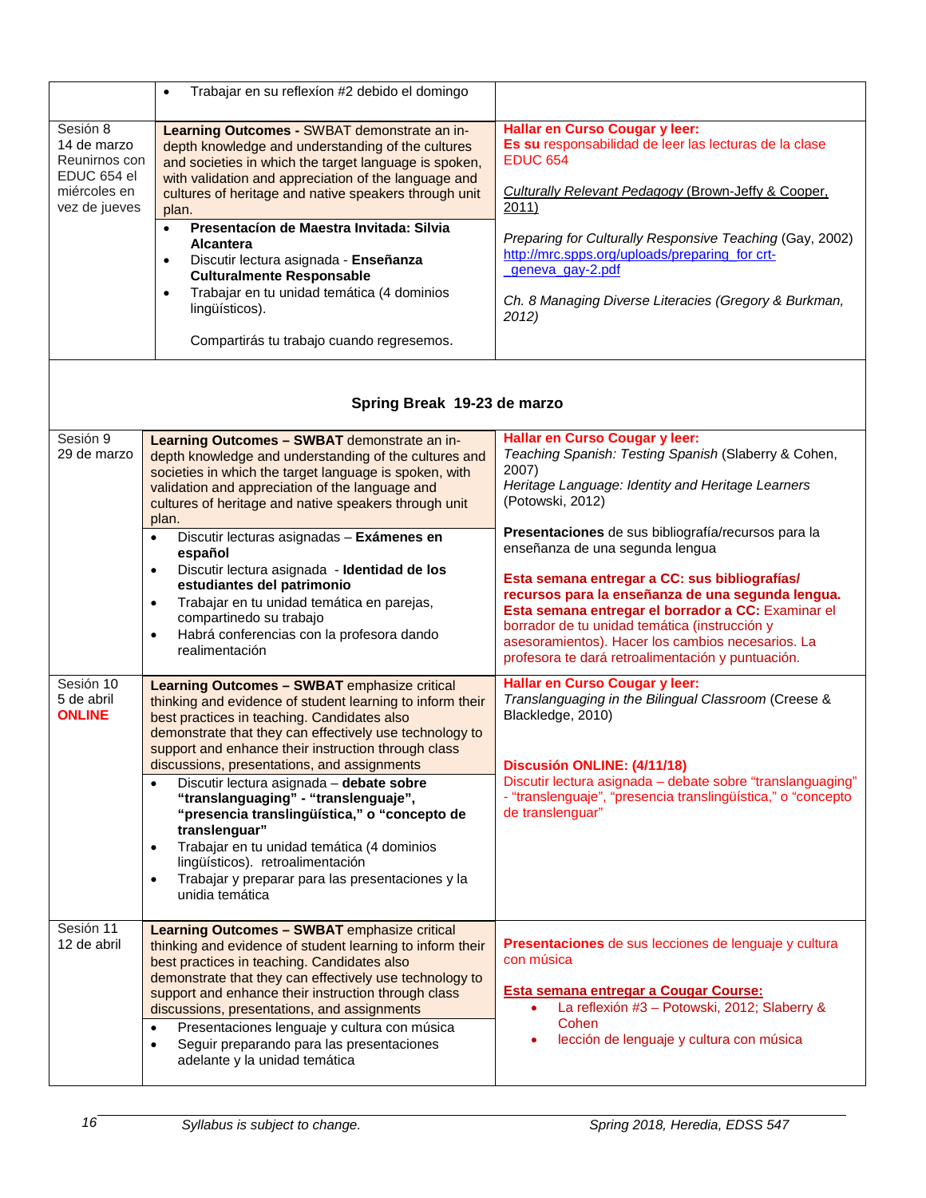| | | |
|---|---|---|
| | • Trabajar en su reflexíon #2 debido el domingo | |
| Sesión 8<br>14 de marzo<br>Reunirnos con EDUC 654 el miércoles en vez de jueves | **Learning Outcomes -** SWBAT demonstrate an in-depth knowledge and understanding of the cultures and societies in which the target language is spoken, with validation and appreciation of the language and cultures of heritage and native speakers through unit plan.<br>• **Presentacíon de Maestra Invitada: Silvia Alcantera**<br>• Discutir lectura asignada - **Enseñanza Culturalmente Responsable**<br>• Trabajar en tu unidad temática (4 dominios lingüísticos).<br><br>Compartirás tu trabajo cuando regresemos. | **Hallar en Curso Cougar y leer:**<br>**Es su** responsabilidad de leer las lecturas de la clase EDUC 654<br><br>*Culturally Relevant Pedagogy* (Brown-Jeffy & Cooper, 2011)<br><br>*Preparing for Culturally Responsive Teaching* (Gay, 2002) http://mrc.spps.org/uploads/preparing_for crt-_geneva_gay-2.pdf<br><br>*Ch. 8 Managing Diverse Literacies (Gregory & Burkman, 2012)* |
| | **Spring Break 19-23 de marzo** | |
| Sesión 9<br>29 de marzo | **Learning Outcomes – SWBAT** demonstrate an in-depth knowledge and understanding of the cultures and societies in which the target language is spoken, with validation and appreciation of the language and cultures of heritage and native speakers through unit plan.<br>• Discutir lecturas asignadas – **Exámenes en español**<br>• Discutir lectura asignada - **Identidad de los estudiantes del patrimonio**<br>• Trabajar en tu unidad temática en parejas, compartinedo su trabajo<br>• Habrá conferencias con la profesora dando realimentación | **Hallar en Curso Cougar y leer:**<br>*Teaching Spanish: Testing Spanish* (Slaberry & Cohen, 2007)<br>*Heritage Language: Identity and Heritage Learners* (Potowski, 2012)<br><br>**Presentaciones** de sus bibliografía/recursos para la enseñanza de una segunda lengua<br><br>**Esta semana entregar a CC: sus bibliografías/ recursos para la enseñanza de una segunda lengua.**<br>**Esta semana entregar el borrador a CC:** Examinar el borrador de tu unidad temática (instrucción y asesoramientos). Hacer los cambios necesarios. La profesora te dará retroalimentación y puntuación. |
| Sesión 10<br>5 de abril<br>**ONLINE** | **Learning Outcomes – SWBAT** emphasize critical thinking and evidence of student learning to inform their best practices in teaching. Candidates also demonstrate that they can effectively use technology to support and enhance their instruction through class discussions, presentations, and assignments<br>• Discutir lectura asignada – **debate sobre "translanguaging" - "translenguaje", "presencia translingüística," o "concepto de translenguar"**<br>• Trabajar en tu unidad temática (4 dominios lingüísticos). retroalimentación<br>• Trabajar y preparar para las presentaciones y la unidia temática | **Hallar en Curso Cougar y leer:**<br>*Translanguaging in the Bilingual Classroom* (Creese & Blackledge, 2010)<br><br>**Discusión ONLINE: (4/11/18)**<br>Discutir lectura asignada – debate sobre "translanguaging" - "translenguaje", "presencia translingüística," o "concepto de translenguar" |
| Sesión 11<br>12 de abril | **Learning Outcomes – SWBAT** emphasize critical thinking and evidence of student learning to inform their best practices in teaching. Candidates also demonstrate that they can effectively use technology to support and enhance their instruction through class discussions, presentations, and assignments<br>• Presentaciones lenguaje y cultura con música<br>• Seguir preparando para las presentaciones adelante y la unidad temática | **Presentaciones** de sus lecciones de lenguaje y cultura con música<br><br>**Esta semana entregar a Cougar Course:**<br>• La reflexión #3 – Potowski, 2012; Slaberry & Cohen<br>• lección de lenguaje y cultura con música |

Syllabus is subject to change. Spring 2018, Heredia, EDSS 547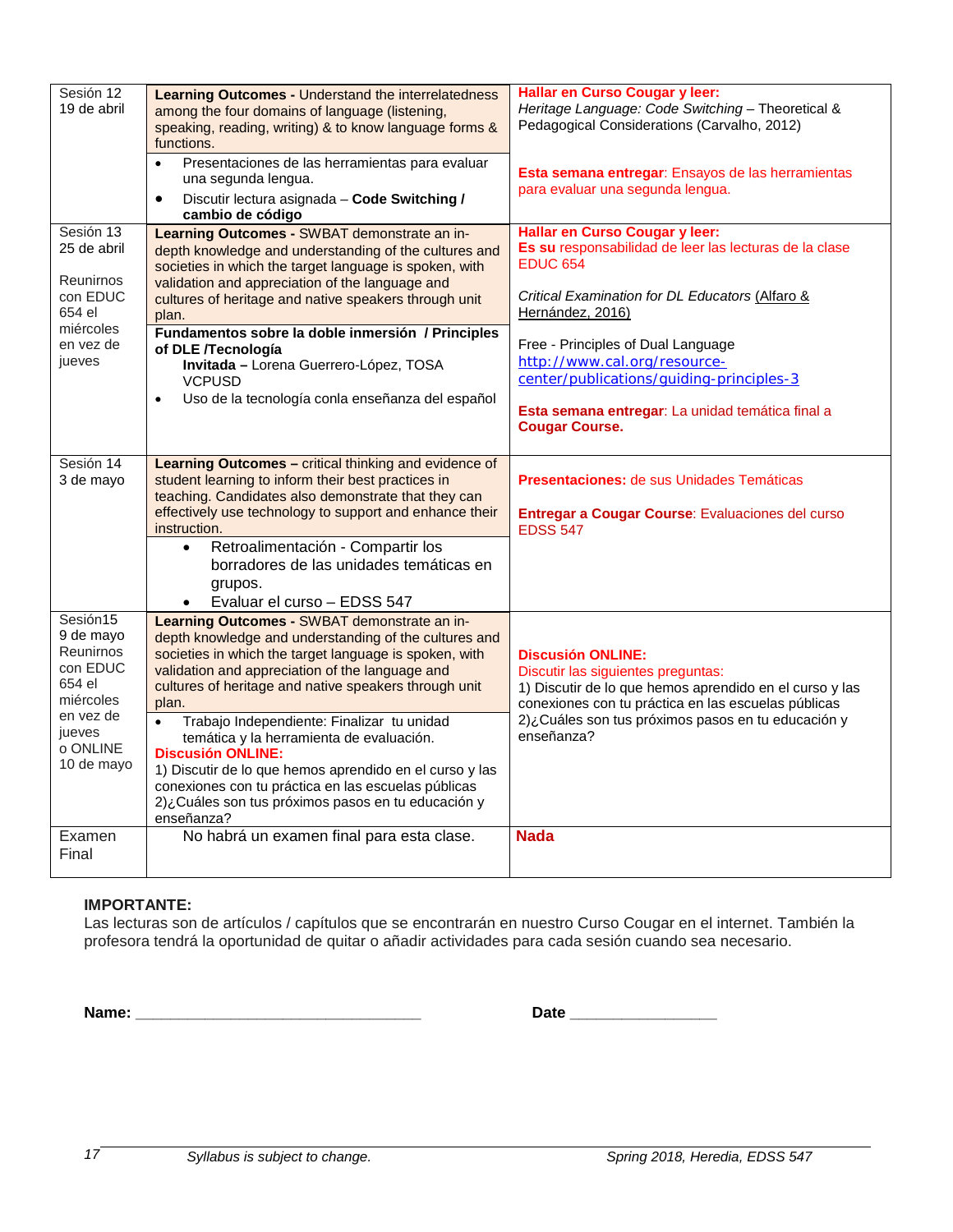| Sesión | Contenido | Lecturas / Tareas |
|---|---|---|
| Sesión 12<br>19 de abril | **Learning Outcomes -** Understand the interrelatedness among the four domains of language (listening, speaking, reading, writing) & to know language forms & functions.<br>• Presentaciones de las herramientas para evaluar una segunda lengua.<br>• Discutir lectura asignada – **Code Switching / cambio de código** | **Hallar en Curso Cougar y leer:**<br>*Heritage Language: Code Switching* – Theoretical & Pedagogical Considerations (Carvalho, 2012)<br><br>**Esta semana entregar**: Ensayos de las herramientas para evaluar una segunda lengua. |
| Sesión 13<br>25 de abril<br><br>Reunirnos con EDUC 654 el miércoles en vez de jueves | **Learning Outcomes -** SWBAT demonstrate an in-depth knowledge and understanding of the cultures and societies in which the target language is spoken, with validation and appreciation of the language and cultures of heritage and native speakers through unit plan.<br>**Fundamentos sobre la doble inmersión / Principles of DLE /Tecnología**<br>**Invitada –** Lorena Guerrero-López, TOSA VCPUSD<br>• Uso de la tecnología conla enseñanza del español | **Hallar en Curso Cougar y leer:**<br>**Es su** responsabilidad de leer las lecturas de la clase EDUC 654<br><br>*Critical Examination for DL Educators* (Alfaro & Hernández, 2016)<br><br>Free - Principles of Dual Language<br>http://www.cal.org/resource-center/publications/guiding-principles-3<br><br>**Esta semana entregar**: La unidad temática final a **Cougar Course.** |
| Sesión 14<br>3 de mayo | **Learning Outcomes –** critical thinking and evidence of student learning to inform their best practices in teaching. Candidates also demonstrate that they can effectively use technology to support and enhance their instruction.<br>• Retroalimentación - Compartir los borradores de las unidades temáticas en grupos.<br>• Evaluar el curso – EDSS 547 | **Presentaciones:** de sus Unidades Temáticas<br><br>**Entregar a Cougar Course**: Evaluaciones del curso EDSS 547 |
| Sesión15<br>9 de mayo<br>Reunirnos con EDUC 654 el miércoles en vez de jueves o ONLINE 10 de mayo | **Learning Outcomes -** SWBAT demonstrate an in-depth knowledge and understanding of the cultures and societies in which the target language is spoken, with validation and appreciation of the language and cultures of heritage and native speakers through unit plan.<br>• Trabajo Independiente: Finalizar tu unidad temática y la herramienta de evaluación.<br>**Discusión ONLINE:**<br>1) Discutir de lo que hemos aprendido en el curso y las conexiones con tu práctica en las escuelas públicas<br>2)¿Cuáles son tus próximos pasos en tu educación y enseñanza? | **Discusión ONLINE:**<br>Discutir las siguientes preguntas:<br>1) Discutir de lo que hemos aprendido en el curso y las conexiones con tu práctica en las escuelas públicas<br>2)¿Cuáles son tus próximos pasos en tu educación y enseñanza? |
| Examen Final | No habrá un examen final para esta clase. | **Nada** |

**IMPORTANTE:**
Las lecturas son de artículos / capítulos que se encontrarán en nuestro Curso Cougar en el internet. También la profesora tendrá la oportunidad de quitar o añadir actividades para cada sesión cuando sea necesario.

**Name:** ________________________________ **Date** ________________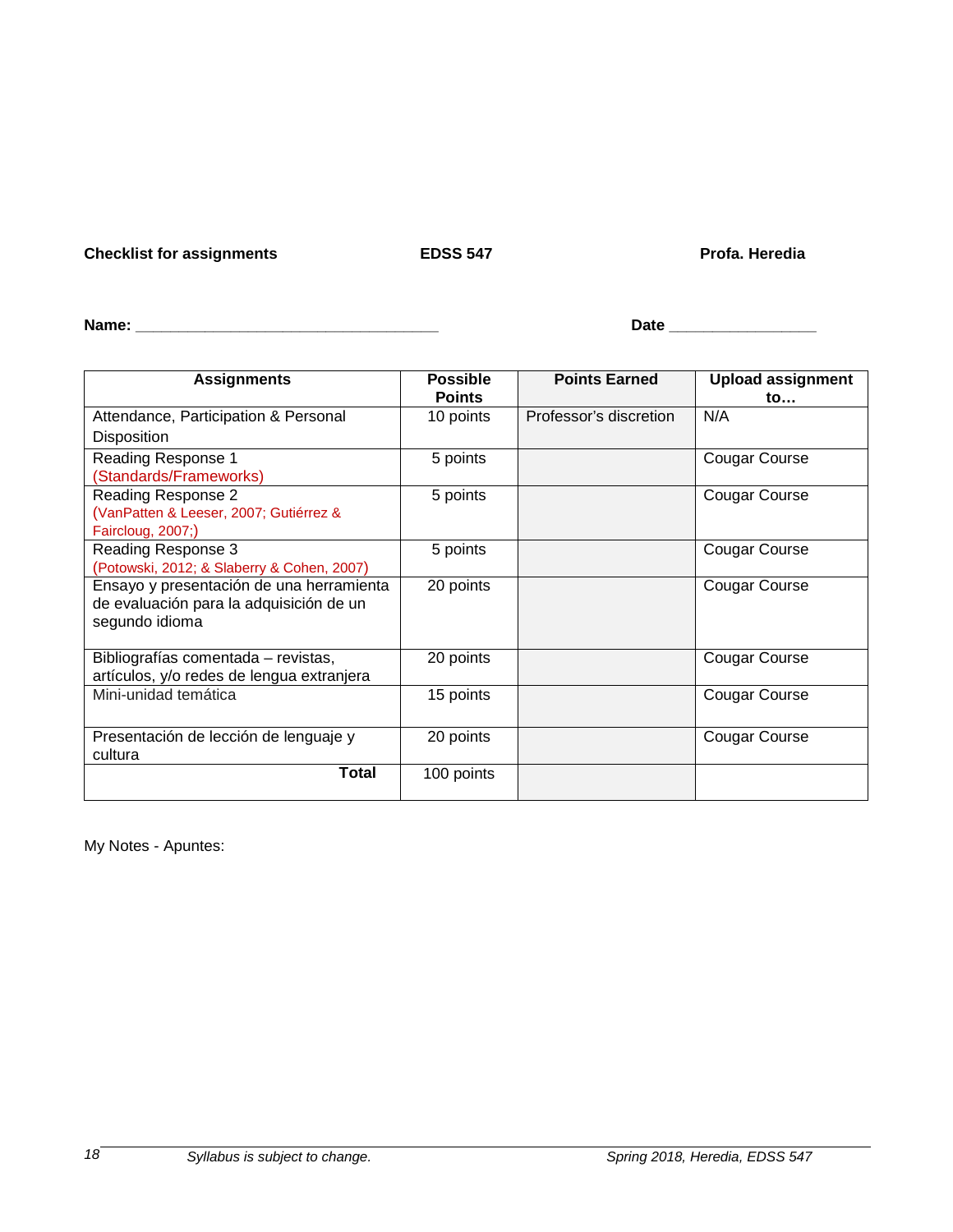**Checklist for assignments** **EDSS 547** **Profa. Heredia**

**Name:** ___________________________________ **Date** _________________

| Assignments | Possible Points | Points Earned | Upload assignment to… |
|---|---|---|---|
| Attendance, Participation & Personal Disposition | 10 points | Professor's discretion | N/A |
| Reading Response 1 (Standards/Frameworks) | 5 points | | Cougar Course |
| Reading Response 2 (VanPatten & Leeser, 2007; Gutiérrez & Faircloug, 2007;) | 5 points | | Cougar Course |
| Reading Response 3 (Potowski, 2012; & Slaberry & Cohen, 2007) | 5 points | | Cougar Course |
| Ensayo y presentación de una herramienta de evaluación para la adquisición de un segundo idioma | 20 points | | Cougar Course |
| Bibliografías comentada – revistas, artículos, y/o redes de lengua extranjera | 20 points | | Cougar Course |
| Mini-unidad temática | 15 points | | Cougar Course |
| Presentación de lección de lenguaje y cultura | 20 points | | Cougar Course |
| **Total** | 100 points | | |

My Notes - Apuntes: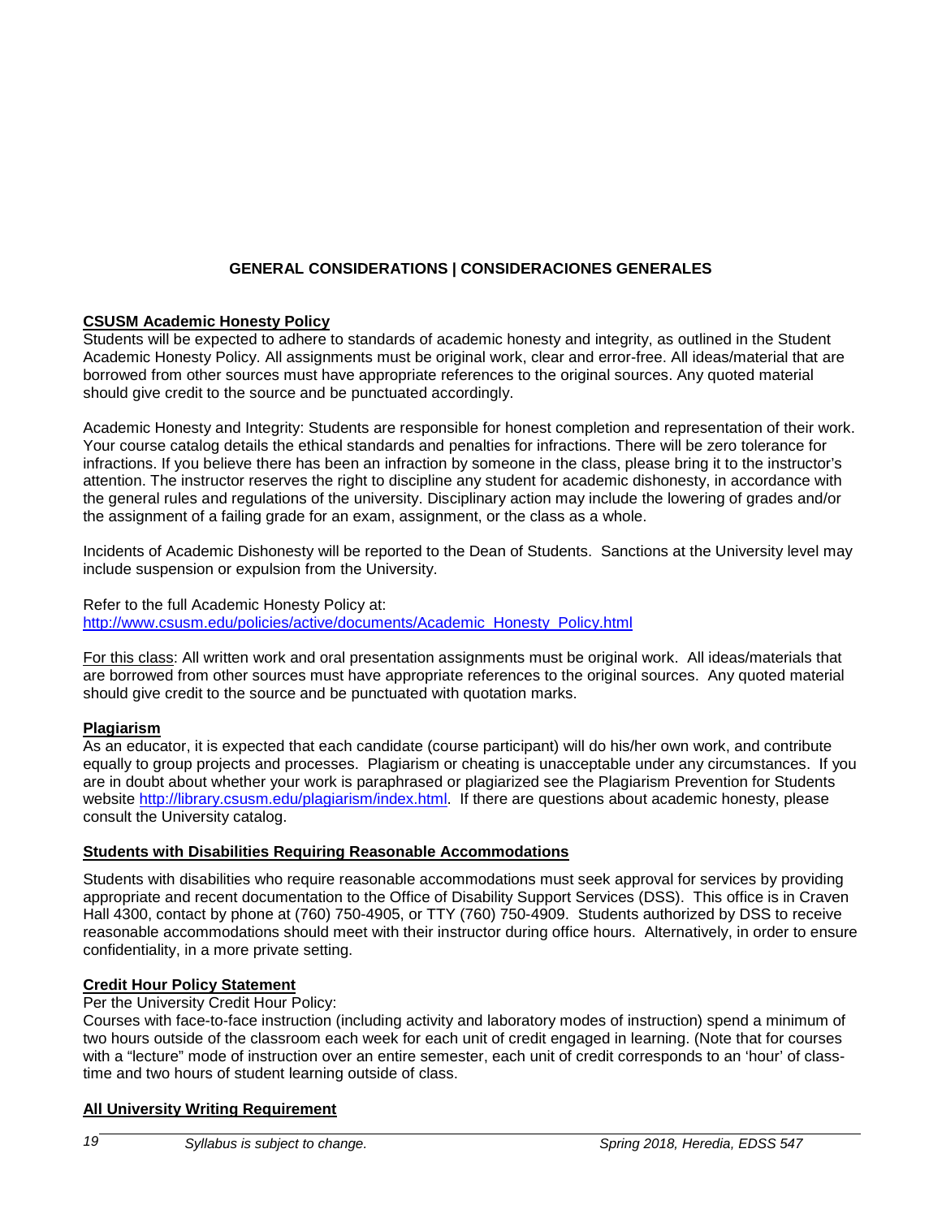## GENERAL CONSIDERATIONS | CONSIDERACIONES GENERALES

### CSUSM Academic Honesty Policy

Students will be expected to adhere to standards of academic honesty and integrity, as outlined in the Student Academic Honesty Policy. All assignments must be original work, clear and error-free. All ideas/material that are borrowed from other sources must have appropriate references to the original sources. Any quoted material should give credit to the source and be punctuated accordingly.

Academic Honesty and Integrity: Students are responsible for honest completion and representation of their work. Your course catalog details the ethical standards and penalties for infractions. There will be zero tolerance for infractions. If you believe there has been an infraction by someone in the class, please bring it to the instructor's attention. The instructor reserves the right to discipline any student for academic dishonesty, in accordance with the general rules and regulations of the university. Disciplinary action may include the lowering of grades and/or the assignment of a failing grade for an exam, assignment, or the class as a whole.

Incidents of Academic Dishonesty will be reported to the Dean of Students. Sanctions at the University level may include suspension or expulsion from the University.

Refer to the full Academic Honesty Policy at:
http://www.csusm.edu/policies/active/documents/Academic_Honesty_Policy.html

For this class: All written work and oral presentation assignments must be original work. All ideas/materials that are borrowed from other sources must have appropriate references to the original sources. Any quoted material should give credit to the source and be punctuated with quotation marks.

### Plagiarism

As an educator, it is expected that each candidate (course participant) will do his/her own work, and contribute equally to group projects and processes. Plagiarism or cheating is unacceptable under any circumstances. If you are in doubt about whether your work is paraphrased or plagiarized see the Plagiarism Prevention for Students website http://library.csusm.edu/plagiarism/index.html. If there are questions about academic honesty, please consult the University catalog.

### Students with Disabilities Requiring Reasonable Accommodations

Students with disabilities who require reasonable accommodations must seek approval for services by providing appropriate and recent documentation to the Office of Disability Support Services (DSS). This office is in Craven Hall 4300, contact by phone at (760) 750-4905, or TTY (760) 750-4909. Students authorized by DSS to receive reasonable accommodations should meet with their instructor during office hours. Alternatively, in order to ensure confidentiality, in a more private setting.

### Credit Hour Policy Statement

Per the University Credit Hour Policy:
Courses with face-to-face instruction (including activity and laboratory modes of instruction) spend a minimum of two hours outside of the classroom each week for each unit of credit engaged in learning. (Note that for courses with a "lecture" mode of instruction over an entire semester, each unit of credit corresponds to an 'hour' of class-time and two hours of student learning outside of class.

### All University Writing Requirement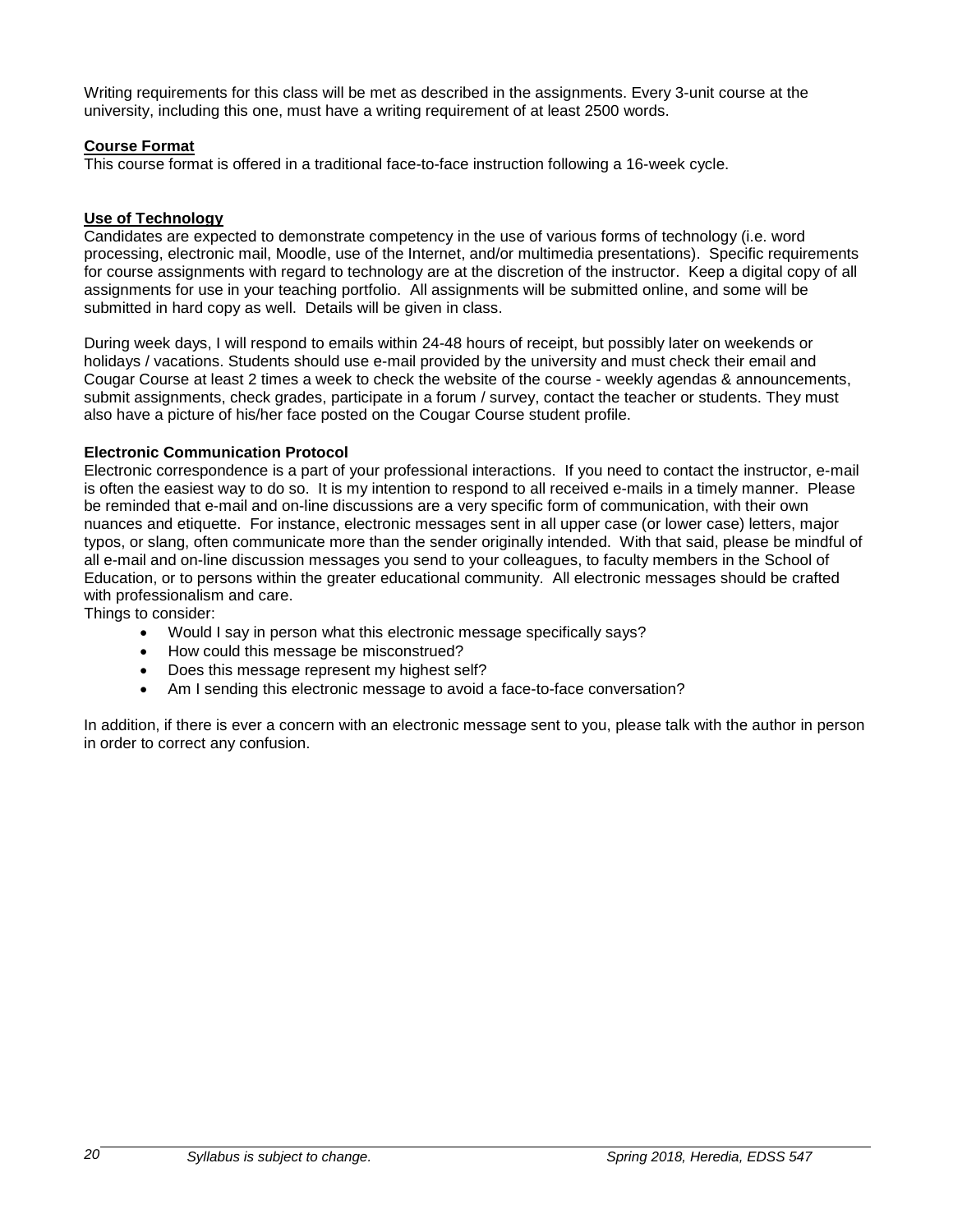Writing requirements for this class will be met as described in the assignments. Every 3-unit course at the university, including this one, must have a writing requirement of at least 2500 words.

**Course Format**

This course format is offered in a traditional face-to-face instruction following a 16-week cycle.

**Use of Technology**

Candidates are expected to demonstrate competency in the use of various forms of technology (i.e. word processing, electronic mail, Moodle, use of the Internet, and/or multimedia presentations). Specific requirements for course assignments with regard to technology are at the discretion of the instructor. Keep a digital copy of all assignments for use in your teaching portfolio. All assignments will be submitted online, and some will be submitted in hard copy as well. Details will be given in class.

During week days, I will respond to emails within 24-48 hours of receipt, but possibly later on weekends or holidays / vacations. Students should use e-mail provided by the university and must check their email and Cougar Course at least 2 times a week to check the website of the course - weekly agendas & announcements, submit assignments, check grades, participate in a forum / survey, contact the teacher or students. They must also have a picture of his/her face posted on the Cougar Course student profile.

**Electronic Communication Protocol**

Electronic correspondence is a part of your professional interactions. If you need to contact the instructor, e-mail is often the easiest way to do so. It is my intention to respond to all received e-mails in a timely manner. Please be reminded that e-mail and on-line discussions are a very specific form of communication, with their own nuances and etiquette. For instance, electronic messages sent in all upper case (or lower case) letters, major typos, or slang, often communicate more than the sender originally intended. With that said, please be mindful of all e-mail and on-line discussion messages you send to your colleagues, to faculty members in the School of Education, or to persons within the greater educational community. All electronic messages should be crafted with professionalism and care.

Things to consider:

- Would I say in person what this electronic message specifically says?
- How could this message be misconstrued?
- Does this message represent my highest self?
- Am I sending this electronic message to avoid a face-to-face conversation?

In addition, if there is ever a concern with an electronic message sent to you, please talk with the author in person in order to correct any confusion.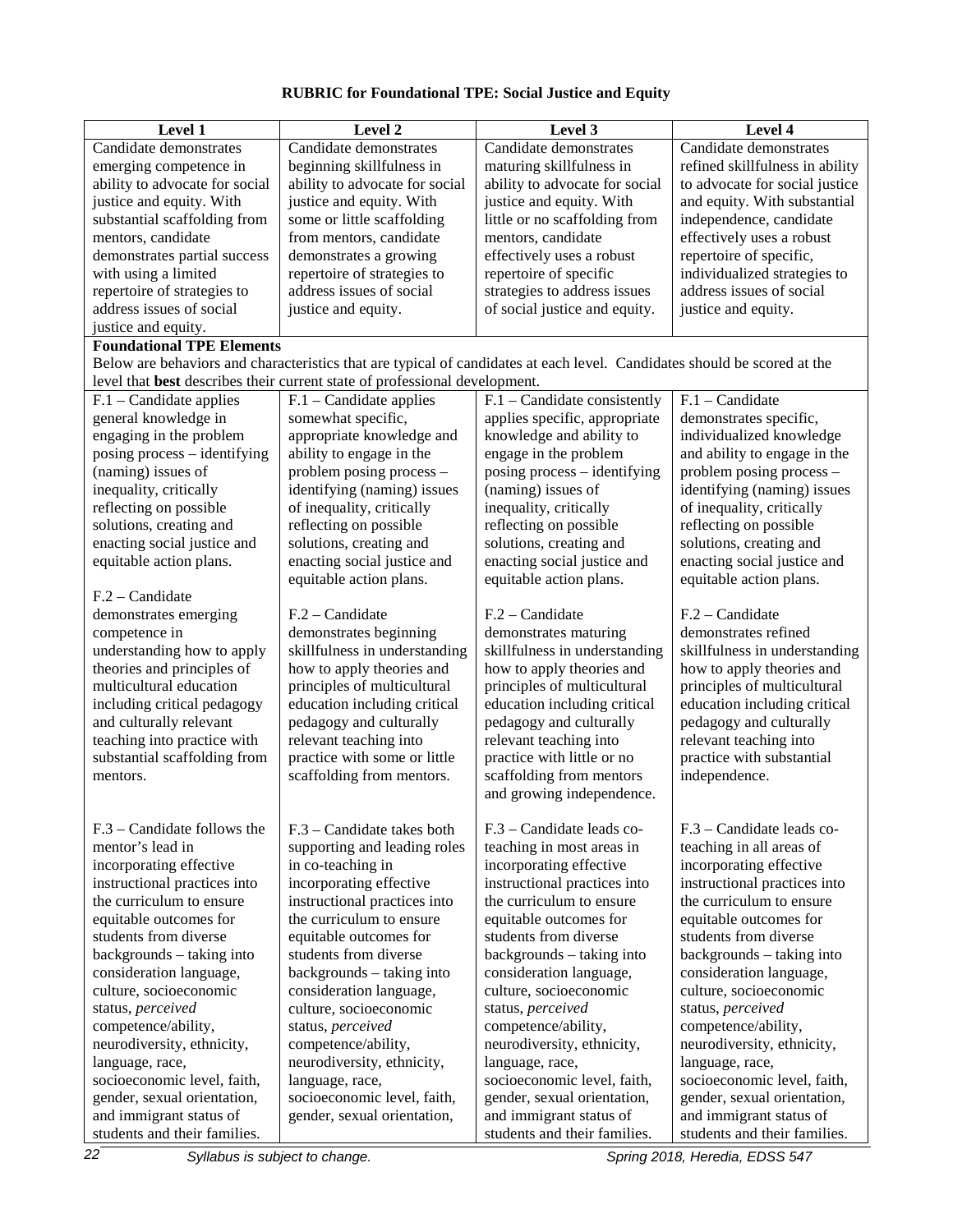**RUBRIC for Foundational TPE: Social Justice and Equity**

| Level 1 | Level 2 | Level 3 | Level 4 |
|---|---|---|---|
| Candidate demonstrates emerging competence in ability to advocate for social justice and equity. With substantial scaffolding from mentors, candidate demonstrates partial success with using a limited repertoire of strategies to address issues of social justice and equity. | Candidate demonstrates beginning skillfulness in ability to advocate for social justice and equity. With some or little scaffolding from mentors, candidate demonstrates a growing repertoire of strategies to address issues of social justice and equity. | Candidate demonstrates maturing skillfulness in ability to advocate for social justice and equity. With little or no scaffolding from mentors, candidate effectively uses a robust repertoire of specific strategies to address issues of social justice and equity. | Candidate demonstrates refined skillfulness in ability to advocate for social justice and equity. With substantial independence, candidate effectively uses a robust repertoire of specific, individualized strategies to address issues of social justice and equity. |
| **Foundational TPE Elements** Below are behaviors and characteristics that are typical of candidates at each level. Candidates should be scored at the level that **best** describes their current state of professional development. | | | |
| F.1 – Candidate applies general knowledge in engaging in the problem posing process – identifying (naming) issues of inequality, critically reflecting on possible solutions, creating and enacting social justice and equitable action plans.<br><br>F.2 – Candidate demonstrates emerging competence in understanding how to apply theories and principles of multicultural education including critical pedagogy and culturally relevant teaching into practice with substantial scaffolding from mentors.<br><br>F.3 – Candidate follows the mentor's lead in incorporating effective instructional practices into the curriculum to ensure equitable outcomes for students from diverse backgrounds – taking into consideration language, culture, socioeconomic status, *perceived* competence/ability, neurodiversity, ethnicity, language, race, socioeconomic level, faith, gender, sexual orientation, and immigrant status of students and their families. | F.1 – Candidate applies somewhat specific, appropriate knowledge and ability to engage in the problem posing process – identifying (naming) issues of inequality, critically reflecting on possible solutions, creating and enacting social justice and equitable action plans.<br><br>F.2 – Candidate demonstrates beginning skillfulness in understanding how to apply theories and principles of multicultural education including critical pedagogy and culturally relevant teaching into practice with some or little scaffolding from mentors.<br><br>F.3 – Candidate takes both supporting and leading roles in co-teaching in incorporating effective instructional practices into the curriculum to ensure equitable outcomes for students from diverse backgrounds – taking into consideration language, culture, socioeconomic status, *perceived* competence/ability, neurodiversity, ethnicity, language, race, socioeconomic level, faith, gender, sexual orientation, | F.1 – Candidate consistently applies specific, appropriate knowledge and ability to engage in the problem posing process – identifying (naming) issues of inequality, critically reflecting on possible solutions, creating and enacting social justice and equitable action plans.<br><br>F.2 – Candidate demonstrates maturing skillfulness in understanding how to apply theories and principles of multicultural education including critical pedagogy and culturally relevant teaching into practice with little or no scaffolding from mentors and growing independence.<br><br>F.3 – Candidate leads co-teaching in most areas in incorporating effective instructional practices into the curriculum to ensure equitable outcomes for students from diverse backgrounds – taking into consideration language, culture, socioeconomic status, *perceived* competence/ability, neurodiversity, ethnicity, language, race, socioeconomic level, faith, gender, sexual orientation, and immigrant status of students and their families. | F.1 – Candidate demonstrates specific, individualized knowledge and ability to engage in the problem posing process – identifying (naming) issues of inequality, critically reflecting on possible solutions, creating and enacting social justice and equitable action plans.<br><br>F.2 – Candidate demonstrates refined skillfulness in understanding how to apply theories and principles of multicultural education including critical pedagogy and culturally relevant teaching into practice with substantial independence.<br><br>F.3 – Candidate leads co-teaching in all areas of incorporating effective instructional practices into the curriculum to ensure equitable outcomes for students from diverse backgrounds – taking into consideration language, culture, socioeconomic status, *perceived* competence/ability, neurodiversity, ethnicity, language, race, socioeconomic level, faith, gender, sexual orientation, and immigrant status of students and their families. |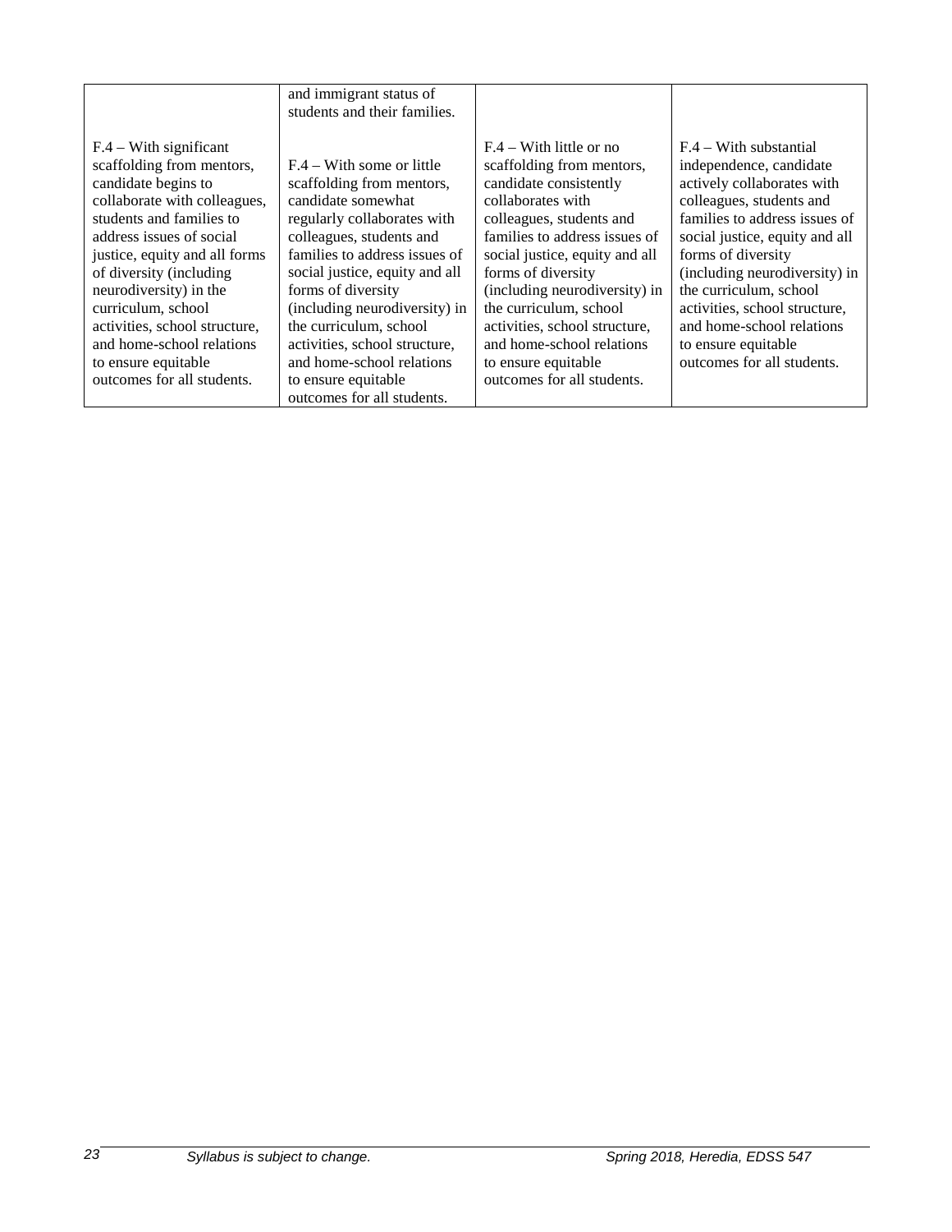| | | | |
|---|---|---|---|
| | and immigrant status of students and their families. | | |
| F.4 – With significant scaffolding from mentors, candidate begins to collaborate with colleagues, students and families to address issues of social justice, equity and all forms of diversity (including neurodiversity) in the curriculum, school activities, school structure, and home-school relations to ensure equitable outcomes for all students. | F.4 – With some or little scaffolding from mentors, candidate somewhat regularly collaborates with colleagues, students and families to address issues of social justice, equity and all forms of diversity (including neurodiversity) in the curriculum, school activities, school structure, and home-school relations to ensure equitable outcomes for all students. | F.4 – With little or no scaffolding from mentors, candidate consistently collaborates with colleagues, students and families to address issues of social justice, equity and all forms of diversity (including neurodiversity) in the curriculum, school activities, school structure, and home-school relations to ensure equitable outcomes for all students. | F.4 – With substantial independence, candidate actively collaborates with colleagues, students and families to address issues of social justice, equity and all forms of diversity (including neurodiversity) in the curriculum, school activities, school structure, and home-school relations to ensure equitable outcomes for all students. |